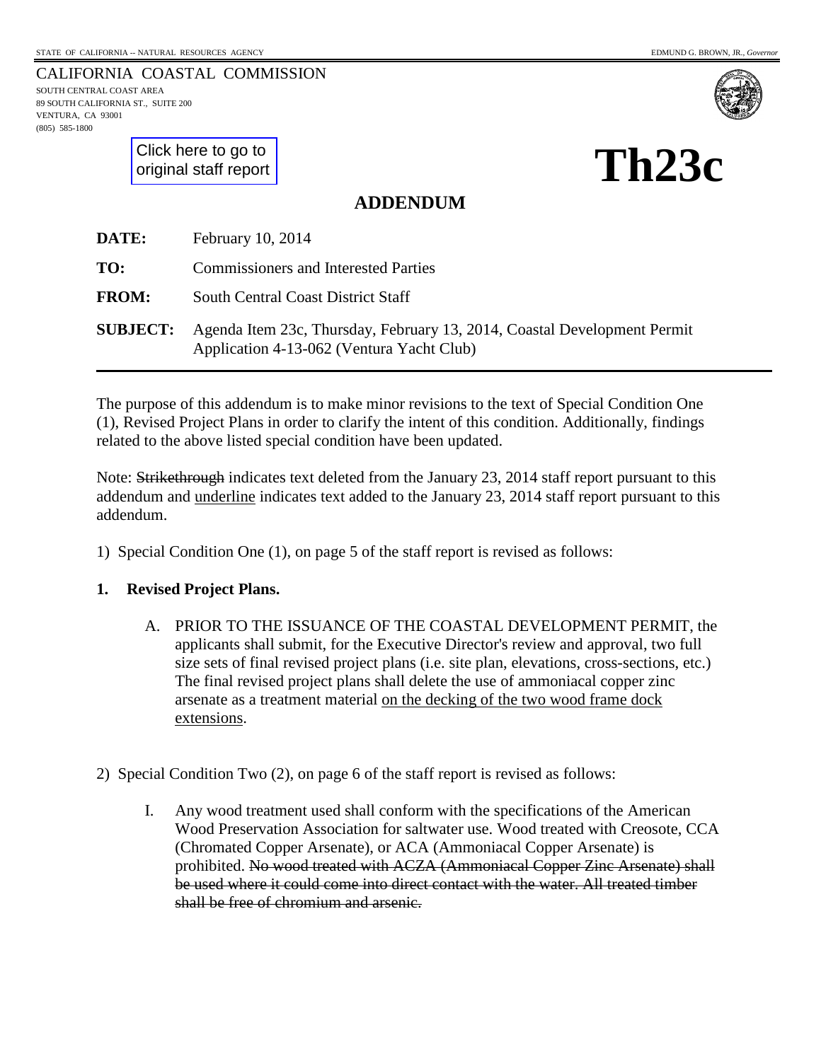STATE OF CALIFORNIA -- NATURAL RESOURCES AGENCY EDMUND G. BROWN, JR., *Governor*

CALIFORNIA COASTAL COMMISSION
SOUTH CENTRAL COAST AREA
89 SOUTH CALIFORNIA ST., SUITE 200
VENTURA, CA 93001
(805) 585-1800

Click here to go to original staff report

# Th23c

## ADDENDUM

**DATE:** February 10, 2014

**TO:** Commissioners and Interested Parties

**FROM:** South Central Coast District Staff

**SUBJECT:** Agenda Item 23c, Thursday, February 13, 2014, Coastal Development Permit Application 4-13-062 (Ventura Yacht Club)

---

The purpose of this addendum is to make minor revisions to the text of Special Condition One (1), Revised Project Plans in order to clarify the intent of this condition. Additionally, findings related to the above listed special condition have been updated.

Note: ~~Strikethrough~~ indicates text deleted from the January 23, 2014 staff report pursuant to this addendum and <u>underline</u> indicates text added to the January 23, 2014 staff report pursuant to this addendum.

1) Special Condition One (1), on page 5 of the staff report is revised as follows:

**1. Revised Project Plans.**

A. PRIOR TO THE ISSUANCE OF THE COASTAL DEVELOPMENT PERMIT, the applicants shall submit, for the Executive Director's review and approval, two full size sets of final revised project plans (i.e. site plan, elevations, cross-sections, etc.) The final revised project plans shall delete the use of ammoniacal copper zinc arsenate as a treatment material <u>on the decking of the two wood frame dock extensions</u>.

2) Special Condition Two (2), on page 6 of the staff report is revised as follows:

I. Any wood treatment used shall conform with the specifications of the American Wood Preservation Association for saltwater use. Wood treated with Creosote, CCA (Chromated Copper Arsenate), or ACA (Ammoniacal Copper Arsenate) is prohibited. ~~No wood treated with ACZA (Ammoniacal Copper Zinc Arsenate) shall be used where it could come into direct contact with the water. All treated timber shall be free of chromium and arsenic.~~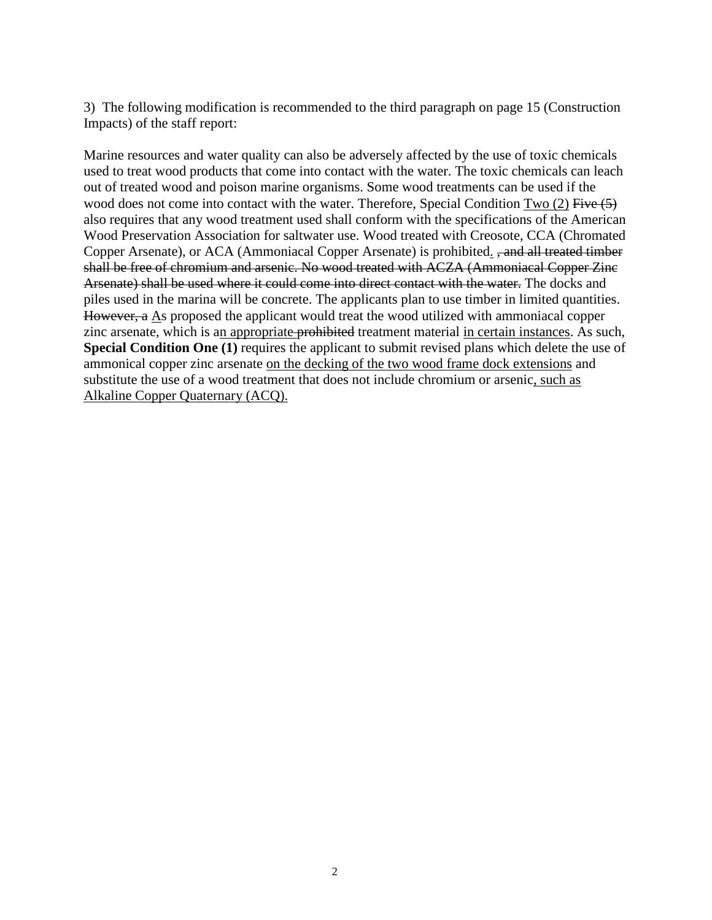3) The following modification is recommended to the third paragraph on page 15 (Construction Impacts) of the staff report:

Marine resources and water quality can also be adversely affected by the use of toxic chemicals used to treat wood products that come into contact with the water. The toxic chemicals can leach out of treated wood and poison marine organisms. Some wood treatments can be used if the wood does not come into contact with the water. Therefore, Special Condition <u>Two (2)</u> ~~Five (5)~~ also requires that any wood treatment used shall conform with the specifications of the American Wood Preservation Association for saltwater use. Wood treated with Creosote, CCA (Chromated Copper Arsenate), or ACA (Ammoniacal Copper Arsenate) is prohibited<u>.</u> ~~, and all treated timber shall be free of chromium and arsenic. No wood treated with ACZA (Ammoniacal Copper Zinc Arsenate) shall be used where it could come into direct contact with the water.~~ The docks and piles used in the marina will be concrete. The applicants plan to use timber in limited quantities. ~~However, a~~ <u>A</u>s proposed the applicant would treat the wood utilized with ammoniacal copper zinc arsenate, which is a<u>n appropriate</u> ~~prohibited~~ treatment material <u>in certain instances</u>. As such, **Special Condition One (1)** requires the applicant to submit revised plans which delete the use of ammonical copper zinc arsenate <u>on the decking of the two wood frame dock extensions</u> and substitute the use of a wood treatment that does not include chromium or arsenic<u>, such as Alkaline Copper Quaternary (ACQ).</u>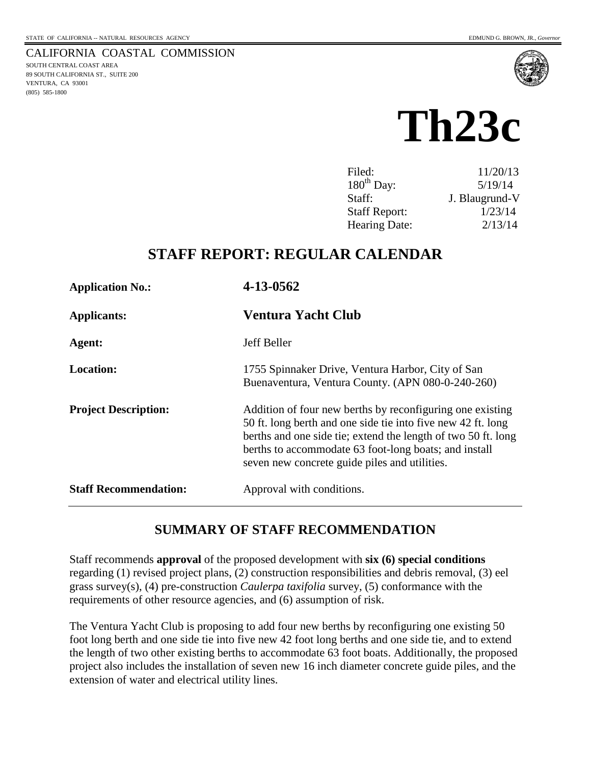STATE OF CALIFORNIA -- NATURAL RESOURCES AGENCY

EDMUND G. BROWN, JR., *Governor*

CALIFORNIA COASTAL COMMISSION
SOUTH CENTRAL COAST AREA
89 SOUTH CALIFORNIA ST., SUITE 200
VENTURA, CA 93001
(805) 585-1800

# Th23c

| | |
|---|---|
| Filed: | 11/20/13 |
| $180^{th}$ Day: | 5/19/14 |
| Staff: | J. Blaugrund-V |
| Staff Report: | 1/23/14 |
| Hearing Date: | 2/13/14 |

## STAFF REPORT: REGULAR CALENDAR

| | |
|---|---|
| **Application No.:** | **4-13-0562** |
| **Applicants:** | **Ventura Yacht Club** |
| **Agent:** | Jeff Beller |
| **Location:** | 1755 Spinnaker Drive, Ventura Harbor, City of San Buenaventura, Ventura County. (APN 080-0-240-260) |
| **Project Description:** | Addition of four new berths by reconfiguring one existing 50 ft. long berth and one side tie into five new 42 ft. long berths and one side tie; extend the length of two 50 ft. long berths to accommodate 63 foot-long boats; and install seven new concrete guide piles and utilities. |
| **Staff Recommendation:** | Approval with conditions. |

## SUMMARY OF STAFF RECOMMENDATION

Staff recommends **approval** of the proposed development with **six (6) special conditions** regarding (1) revised project plans, (2) construction responsibilities and debris removal, (3) eel grass survey(s), (4) pre-construction *Caulerpa taxifolia* survey, (5) conformance with the requirements of other resource agencies, and (6) assumption of risk.

The Ventura Yacht Club is proposing to add four new berths by reconfiguring one existing 50 foot long berth and one side tie into five new 42 foot long berths and one side tie, and to extend the length of two other existing berths to accommodate 63 foot boats. Additionally, the proposed project also includes the installation of seven new 16 inch diameter concrete guide piles, and the extension of water and electrical utility lines.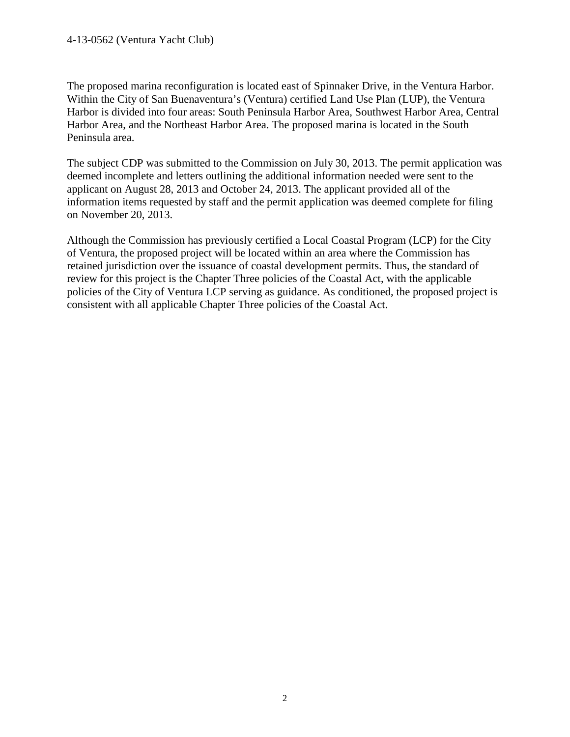The proposed marina reconfiguration is located east of Spinnaker Drive, in the Ventura Harbor. Within the City of San Buenaventura's (Ventura) certified Land Use Plan (LUP), the Ventura Harbor is divided into four areas: South Peninsula Harbor Area, Southwest Harbor Area, Central Harbor Area, and the Northeast Harbor Area. The proposed marina is located in the South Peninsula area.

The subject CDP was submitted to the Commission on July 30, 2013. The permit application was deemed incomplete and letters outlining the additional information needed were sent to the applicant on August 28, 2013 and October 24, 2013. The applicant provided all of the information items requested by staff and the permit application was deemed complete for filing on November 20, 2013.

Although the Commission has previously certified a Local Coastal Program (LCP) for the City of Ventura, the proposed project will be located within an area where the Commission has retained jurisdiction over the issuance of coastal development permits. Thus, the standard of review for this project is the Chapter Three policies of the Coastal Act, with the applicable policies of the City of Ventura LCP serving as guidance. As conditioned, the proposed project is consistent with all applicable Chapter Three policies of the Coastal Act.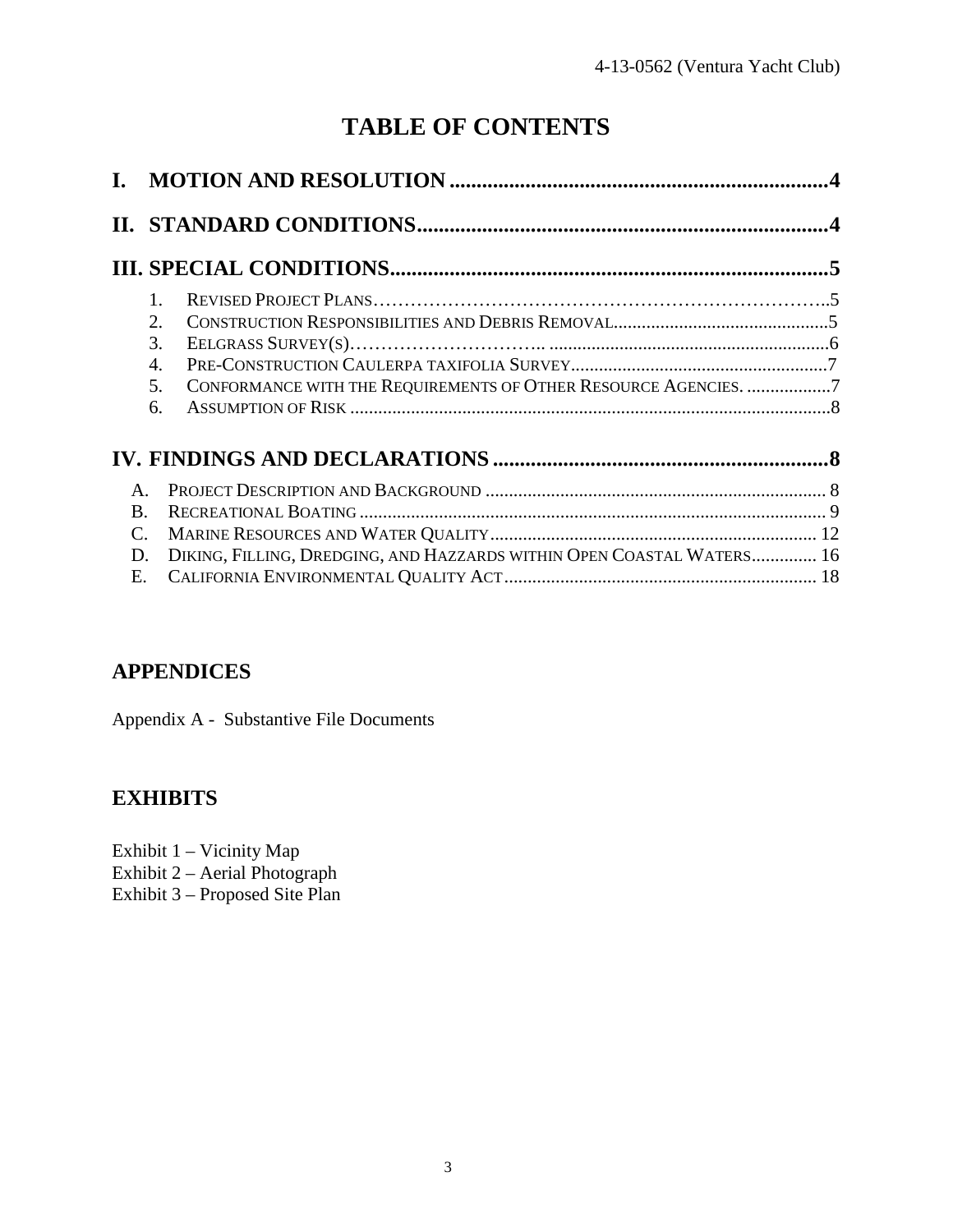# TABLE OF CONTENTS

**I. MOTION AND RESOLUTION** .......... **4**

**II. STANDARD CONDITIONS** .......... **4**

**III. SPECIAL CONDITIONS** .......... **5**

1. REVISED PROJECT PLANS .......... 5
2. CONSTRUCTION RESPONSIBILITIES AND DEBRIS REMOVAL .......... 5
3. EELGRASS SURVEY(S) .......... 6
4. PRE-CONSTRUCTION CAULERPA TAXIFOLIA SURVEY .......... 7
5. CONFORMANCE WITH THE REQUIREMENTS OF OTHER RESOURCE AGENCIES. .......... 7
6. ASSUMPTION OF RISK .......... 8

**IV. FINDINGS AND DECLARATIONS** .......... **8**

A. PROJECT DESCRIPTION AND BACKGROUND .......... 8
B. RECREATIONAL BOATING .......... 9
C. MARINE RESOURCES AND WATER QUALITY .......... 12
D. DIKING, FILLING, DREDGING, AND HAZZARDS WITHIN OPEN COASTAL WATERS .......... 16
E. CALIFORNIA ENVIRONMENTAL QUALITY ACT .......... 18

## APPENDICES

Appendix A - Substantive File Documents

## EXHIBITS

Exhibit 1 – Vicinity Map
Exhibit 2 – Aerial Photograph
Exhibit 3 – Proposed Site Plan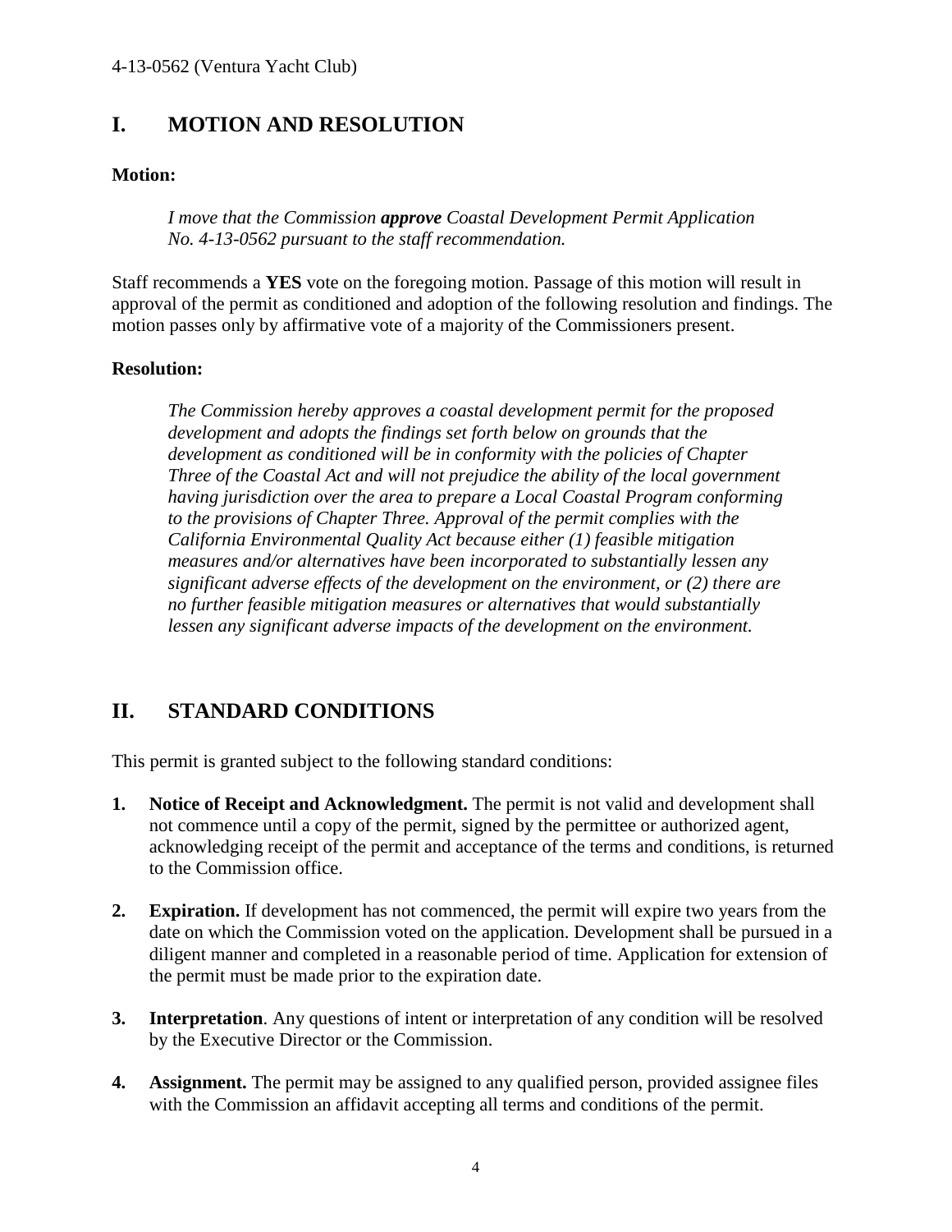## I. MOTION AND RESOLUTION

**Motion:**

*I move that the Commission* ***approve*** *Coastal Development Permit Application No. 4-13-0562 pursuant to the staff recommendation.*

Staff recommends a **YES** vote on the foregoing motion. Passage of this motion will result in approval of the permit as conditioned and adoption of the following resolution and findings. The motion passes only by affirmative vote of a majority of the Commissioners present.

**Resolution:**

*The Commission hereby approves a coastal development permit for the proposed development and adopts the findings set forth below on grounds that the development as conditioned will be in conformity with the policies of Chapter Three of the Coastal Act and will not prejudice the ability of the local government having jurisdiction over the area to prepare a Local Coastal Program conforming to the provisions of Chapter Three. Approval of the permit complies with the California Environmental Quality Act because either (1) feasible mitigation measures and/or alternatives have been incorporated to substantially lessen any significant adverse effects of the development on the environment, or (2) there are no further feasible mitigation measures or alternatives that would substantially lessen any significant adverse impacts of the development on the environment.*

## II. STANDARD CONDITIONS

This permit is granted subject to the following standard conditions:

1. **Notice of Receipt and Acknowledgment.** The permit is not valid and development shall not commence until a copy of the permit, signed by the permittee or authorized agent, acknowledging receipt of the permit and acceptance of the terms and conditions, is returned to the Commission office.

2. **Expiration.** If development has not commenced, the permit will expire two years from the date on which the Commission voted on the application. Development shall be pursued in a diligent manner and completed in a reasonable period of time. Application for extension of the permit must be made prior to the expiration date.

3. **Interpretation**. Any questions of intent or interpretation of any condition will be resolved by the Executive Director or the Commission.

4. **Assignment.** The permit may be assigned to any qualified person, provided assignee files with the Commission an affidavit accepting all terms and conditions of the permit.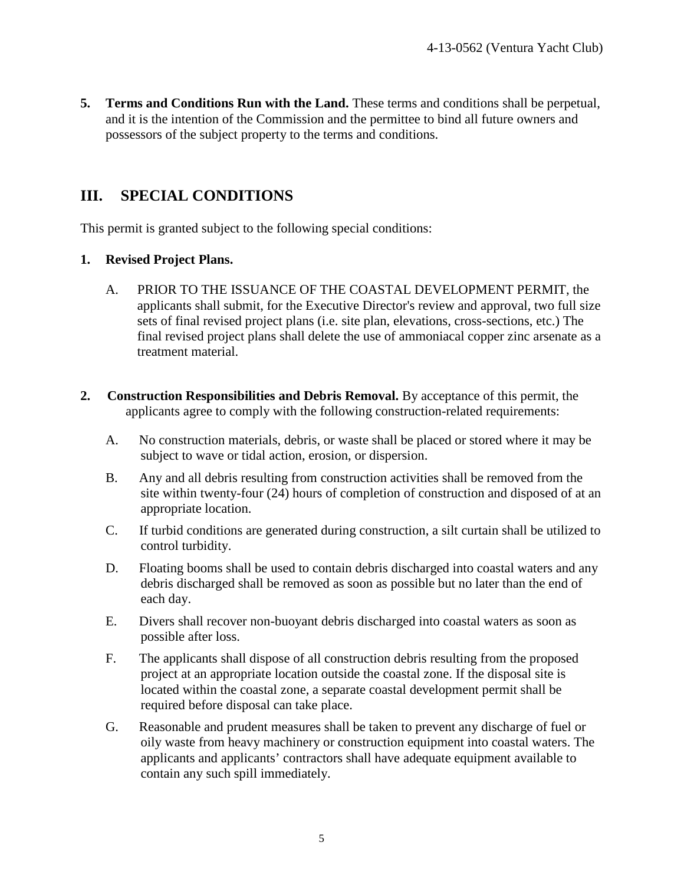**5. Terms and Conditions Run with the Land.** These terms and conditions shall be perpetual, and it is the intention of the Commission and the permittee to bind all future owners and possessors of the subject property to the terms and conditions.

## III. SPECIAL CONDITIONS

This permit is granted subject to the following special conditions:

**1. Revised Project Plans.**

A. PRIOR TO THE ISSUANCE OF THE COASTAL DEVELOPMENT PERMIT, the applicants shall submit, for the Executive Director's review and approval, two full size sets of final revised project plans (i.e. site plan, elevations, cross-sections, etc.) The final revised project plans shall delete the use of ammoniacal copper zinc arsenate as a treatment material.

**2. Construction Responsibilities and Debris Removal.** By acceptance of this permit, the applicants agree to comply with the following construction-related requirements:

A. No construction materials, debris, or waste shall be placed or stored where it may be subject to wave or tidal action, erosion, or dispersion.

B. Any and all debris resulting from construction activities shall be removed from the site within twenty-four (24) hours of completion of construction and disposed of at an appropriate location.

C. If turbid conditions are generated during construction, a silt curtain shall be utilized to control turbidity.

D. Floating booms shall be used to contain debris discharged into coastal waters and any debris discharged shall be removed as soon as possible but no later than the end of each day.

E. Divers shall recover non-buoyant debris discharged into coastal waters as soon as possible after loss.

F. The applicants shall dispose of all construction debris resulting from the proposed project at an appropriate location outside the coastal zone. If the disposal site is located within the coastal zone, a separate coastal development permit shall be required before disposal can take place.

G. Reasonable and prudent measures shall be taken to prevent any discharge of fuel or oily waste from heavy machinery or construction equipment into coastal waters. The applicants and applicants' contractors shall have adequate equipment available to contain any such spill immediately.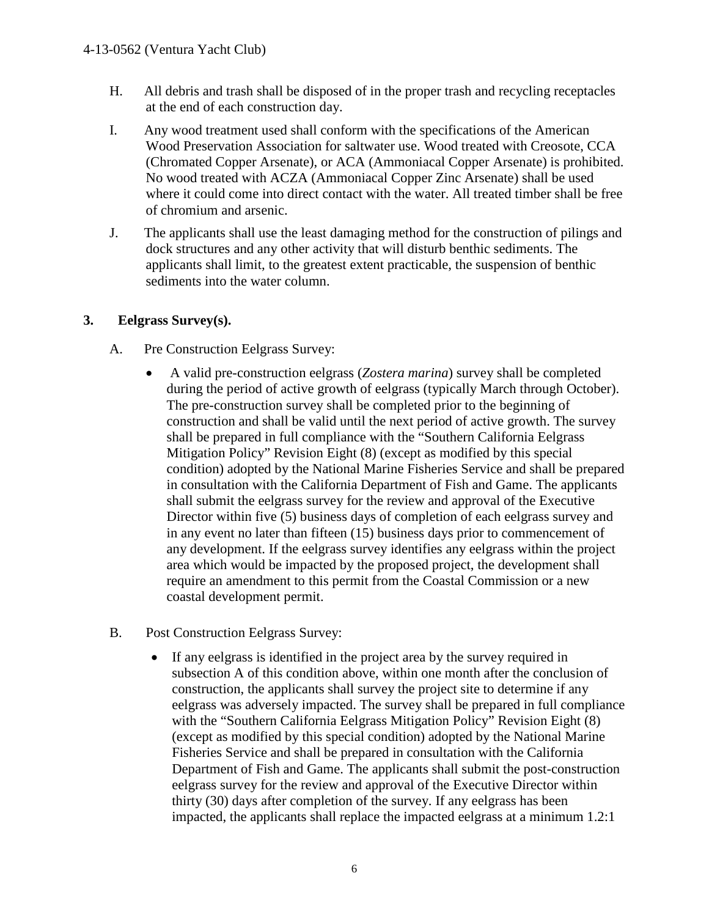H. All debris and trash shall be disposed of in the proper trash and recycling receptacles at the end of each construction day.

I. Any wood treatment used shall conform with the specifications of the American Wood Preservation Association for saltwater use. Wood treated with Creosote, CCA (Chromated Copper Arsenate), or ACA (Ammoniacal Copper Arsenate) is prohibited. No wood treated with ACZA (Ammoniacal Copper Zinc Arsenate) shall be used where it could come into direct contact with the water. All treated timber shall be free of chromium and arsenic.

J. The applicants shall use the least damaging method for the construction of pilings and dock structures and any other activity that will disturb benthic sediments. The applicants shall limit, to the greatest extent practicable, the suspension of benthic sediments into the water column.

**3. Eelgrass Survey(s).**

A. Pre Construction Eelgrass Survey:

- A valid pre-construction eelgrass (*Zostera marina*) survey shall be completed during the period of active growth of eelgrass (typically March through October). The pre-construction survey shall be completed prior to the beginning of construction and shall be valid until the next period of active growth. The survey shall be prepared in full compliance with the "Southern California Eelgrass Mitigation Policy" Revision Eight (8) (except as modified by this special condition) adopted by the National Marine Fisheries Service and shall be prepared in consultation with the California Department of Fish and Game. The applicants shall submit the eelgrass survey for the review and approval of the Executive Director within five (5) business days of completion of each eelgrass survey and in any event no later than fifteen (15) business days prior to commencement of any development. If the eelgrass survey identifies any eelgrass within the project area which would be impacted by the proposed project, the development shall require an amendment to this permit from the Coastal Commission or a new coastal development permit.

B. Post Construction Eelgrass Survey:

- If any eelgrass is identified in the project area by the survey required in subsection A of this condition above, within one month after the conclusion of construction, the applicants shall survey the project site to determine if any eelgrass was adversely impacted. The survey shall be prepared in full compliance with the "Southern California Eelgrass Mitigation Policy" Revision Eight (8) (except as modified by this special condition) adopted by the National Marine Fisheries Service and shall be prepared in consultation with the California Department of Fish and Game. The applicants shall submit the post-construction eelgrass survey for the review and approval of the Executive Director within thirty (30) days after completion of the survey. If any eelgrass has been impacted, the applicants shall replace the impacted eelgrass at a minimum 1.2:1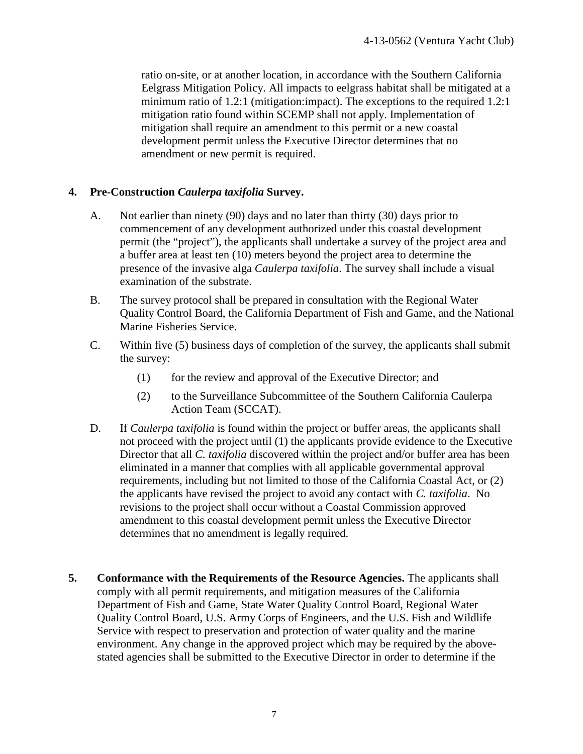ratio on-site, or at another location, in accordance with the Southern California Eelgrass Mitigation Policy. All impacts to eelgrass habitat shall be mitigated at a minimum ratio of 1.2:1 (mitigation:impact). The exceptions to the required 1.2:1 mitigation ratio found within SCEMP shall not apply. Implementation of mitigation shall require an amendment to this permit or a new coastal development permit unless the Executive Director determines that no amendment or new permit is required.

**4. Pre-Construction *Caulerpa taxifolia* Survey.**

A. Not earlier than ninety (90) days and no later than thirty (30) days prior to commencement of any development authorized under this coastal development permit (the "project"), the applicants shall undertake a survey of the project area and a buffer area at least ten (10) meters beyond the project area to determine the presence of the invasive alga *Caulerpa taxifolia*. The survey shall include a visual examination of the substrate.

B. The survey protocol shall be prepared in consultation with the Regional Water Quality Control Board, the California Department of Fish and Game, and the National Marine Fisheries Service.

C. Within five (5) business days of completion of the survey, the applicants shall submit the survey:

(1) for the review and approval of the Executive Director; and

(2) to the Surveillance Subcommittee of the Southern California Caulerpa Action Team (SCCAT).

D. If *Caulerpa taxifolia* is found within the project or buffer areas, the applicants shall not proceed with the project until (1) the applicants provide evidence to the Executive Director that all *C. taxifolia* discovered within the project and/or buffer area has been eliminated in a manner that complies with all applicable governmental approval requirements, including but not limited to those of the California Coastal Act, or (2) the applicants have revised the project to avoid any contact with *C. taxifolia*. No revisions to the project shall occur without a Coastal Commission approved amendment to this coastal development permit unless the Executive Director determines that no amendment is legally required.

**5. Conformance with the Requirements of the Resource Agencies.** The applicants shall comply with all permit requirements, and mitigation measures of the California Department of Fish and Game, State Water Quality Control Board, Regional Water Quality Control Board, U.S. Army Corps of Engineers, and the U.S. Fish and Wildlife Service with respect to preservation and protection of water quality and the marine environment. Any change in the approved project which may be required by the above-stated agencies shall be submitted to the Executive Director in order to determine if the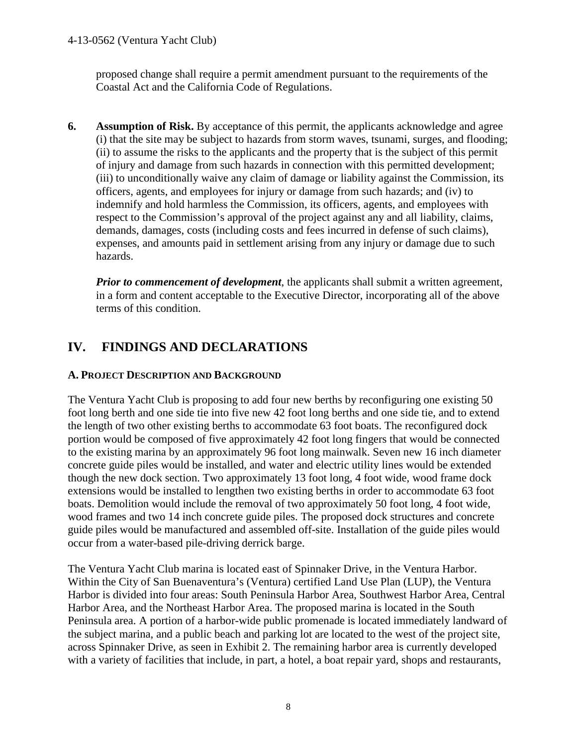proposed change shall require a permit amendment pursuant to the requirements of the Coastal Act and the California Code of Regulations.

**6. Assumption of Risk.** By acceptance of this permit, the applicants acknowledge and agree (i) that the site may be subject to hazards from storm waves, tsunami, surges, and flooding; (ii) to assume the risks to the applicants and the property that is the subject of this permit of injury and damage from such hazards in connection with this permitted development; (iii) to unconditionally waive any claim of damage or liability against the Commission, its officers, agents, and employees for injury or damage from such hazards; and (iv) to indemnify and hold harmless the Commission, its officers, agents, and employees with respect to the Commission's approval of the project against any and all liability, claims, demands, damages, costs (including costs and fees incurred in defense of such claims), expenses, and amounts paid in settlement arising from any injury or damage due to such hazards.

***Prior to commencement of development***, the applicants shall submit a written agreement, in a form and content acceptable to the Executive Director, incorporating all of the above terms of this condition.

## IV. FINDINGS AND DECLARATIONS

### A. Project Description and Background

The Ventura Yacht Club is proposing to add four new berths by reconfiguring one existing 50 foot long berth and one side tie into five new 42 foot long berths and one side tie, and to extend the length of two other existing berths to accommodate 63 foot boats. The reconfigured dock portion would be composed of five approximately 42 foot long fingers that would be connected to the existing marina by an approximately 96 foot long mainwalk. Seven new 16 inch diameter concrete guide piles would be installed, and water and electric utility lines would be extended though the new dock section. Two approximately 13 foot long, 4 foot wide, wood frame dock extensions would be installed to lengthen two existing berths in order to accommodate 63 foot boats. Demolition would include the removal of two approximately 50 foot long, 4 foot wide, wood frames and two 14 inch concrete guide piles. The proposed dock structures and concrete guide piles would be manufactured and assembled off-site. Installation of the guide piles would occur from a water-based pile-driving derrick barge.

The Ventura Yacht Club marina is located east of Spinnaker Drive, in the Ventura Harbor. Within the City of San Buenaventura's (Ventura) certified Land Use Plan (LUP), the Ventura Harbor is divided into four areas: South Peninsula Harbor Area, Southwest Harbor Area, Central Harbor Area, and the Northeast Harbor Area. The proposed marina is located in the South Peninsula area. A portion of a harbor-wide public promenade is located immediately landward of the subject marina, and a public beach and parking lot are located to the west of the project site, across Spinnaker Drive, as seen in Exhibit 2. The remaining harbor area is currently developed with a variety of facilities that include, in part, a hotel, a boat repair yard, shops and restaurants,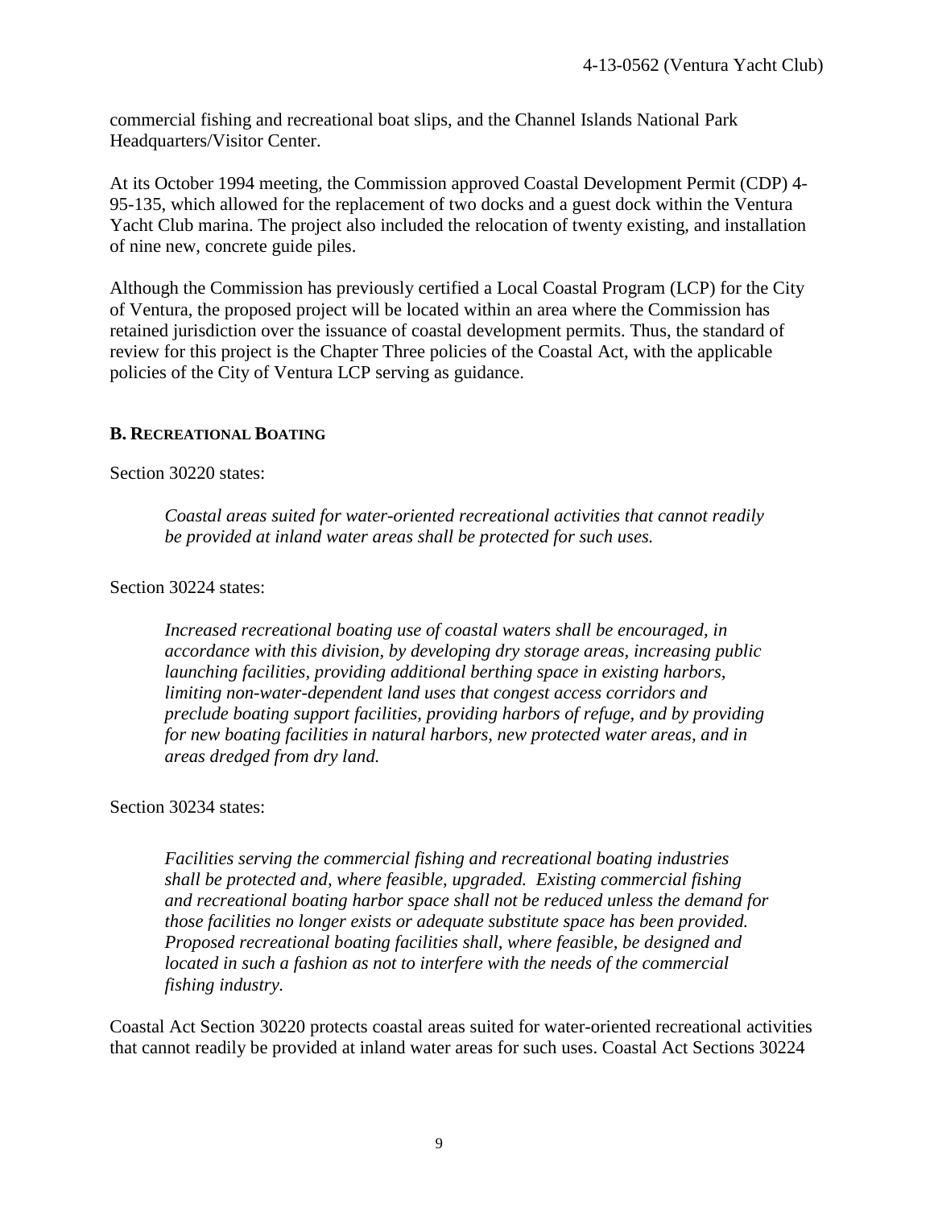commercial fishing and recreational boat slips, and the Channel Islands National Park Headquarters/Visitor Center.

At its October 1994 meeting, the Commission approved Coastal Development Permit (CDP) 4-95-135, which allowed for the replacement of two docks and a guest dock within the Ventura Yacht Club marina. The project also included the relocation of twenty existing, and installation of nine new, concrete guide piles.

Although the Commission has previously certified a Local Coastal Program (LCP) for the City of Ventura, the proposed project will be located within an area where the Commission has retained jurisdiction over the issuance of coastal development permits. Thus, the standard of review for this project is the Chapter Three policies of the Coastal Act, with the applicable policies of the City of Ventura LCP serving as guidance.

### B. RECREATIONAL BOATING

Section 30220 states:

> *Coastal areas suited for water-oriented recreational activities that cannot readily be provided at inland water areas shall be protected for such uses.*

Section 30224 states:

> *Increased recreational boating use of coastal waters shall be encouraged, in accordance with this division, by developing dry storage areas, increasing public launching facilities, providing additional berthing space in existing harbors, limiting non-water-dependent land uses that congest access corridors and preclude boating support facilities, providing harbors of refuge, and by providing for new boating facilities in natural harbors, new protected water areas, and in areas dredged from dry land.*

Section 30234 states:

> *Facilities serving the commercial fishing and recreational boating industries shall be protected and, where feasible, upgraded. Existing commercial fishing and recreational boating harbor space shall not be reduced unless the demand for those facilities no longer exists or adequate substitute space has been provided. Proposed recreational boating facilities shall, where feasible, be designed and located in such a fashion as not to interfere with the needs of the commercial fishing industry.*

Coastal Act Section 30220 protects coastal areas suited for water-oriented recreational activities that cannot readily be provided at inland water areas for such uses. Coastal Act Sections 30224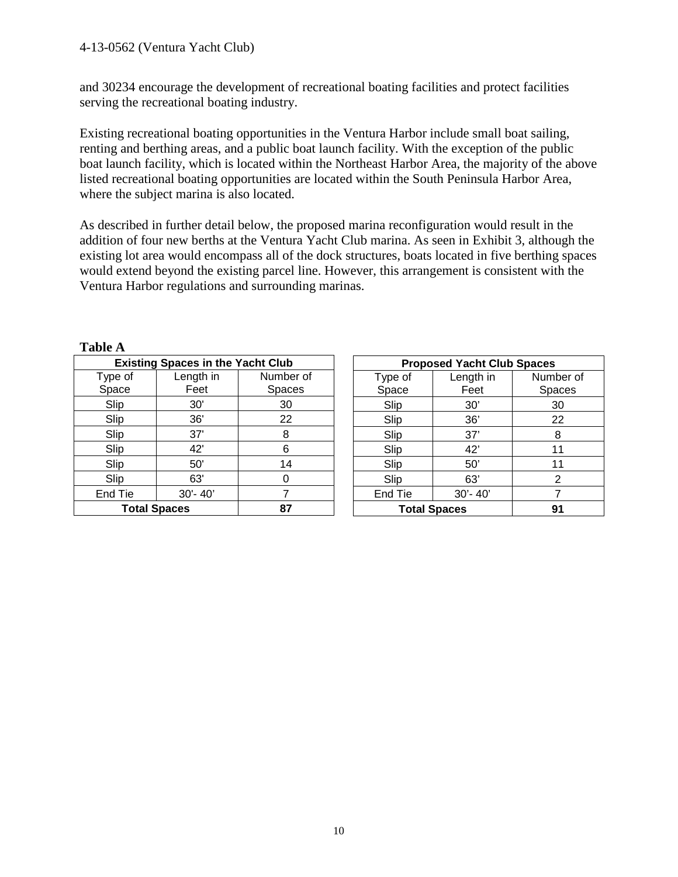and 30234 encourage the development of recreational boating facilities and protect facilities serving the recreational boating industry.

Existing recreational boating opportunities in the Ventura Harbor include small boat sailing, renting and berthing areas, and a public boat launch facility. With the exception of the public boat launch facility, which is located within the Northeast Harbor Area, the majority of the above listed recreational boating opportunities are located within the South Peninsula Harbor Area, where the subject marina is also located.

As described in further detail below, the proposed marina reconfiguration would result in the addition of four new berths at the Ventura Yacht Club marina. As seen in Exhibit 3, although the existing lot area would encompass all of the dock structures, boats located in five berthing spaces would extend beyond the existing parcel line. However, this arrangement is consistent with the Ventura Harbor regulations and surrounding marinas.

**Table A**

| Existing Spaces in the Yacht Club | | |
|---|---|---|
| Type of Space | Length in Feet | Number of Spaces |
| Slip | 30' | 30 |
| Slip | 36' | 22 |
| Slip | 37' | 8 |
| Slip | 42' | 6 |
| Slip | 50' | 14 |
| Slip | 63' | 0 |
| End Tie | 30'- 40' | 7 |
| **Total Spaces** | | **87** |

| Proposed Yacht Club Spaces | | |
|---|---|---|
| Type of Space | Length in Feet | Number of Spaces |
| Slip | 30' | 30 |
| Slip | 36' | 22 |
| Slip | 37' | 8 |
| Slip | 42' | 11 |
| Slip | 50' | 11 |
| Slip | 63' | 2 |
| End Tie | 30'- 40' | 7 |
| **Total Spaces** | | **91** |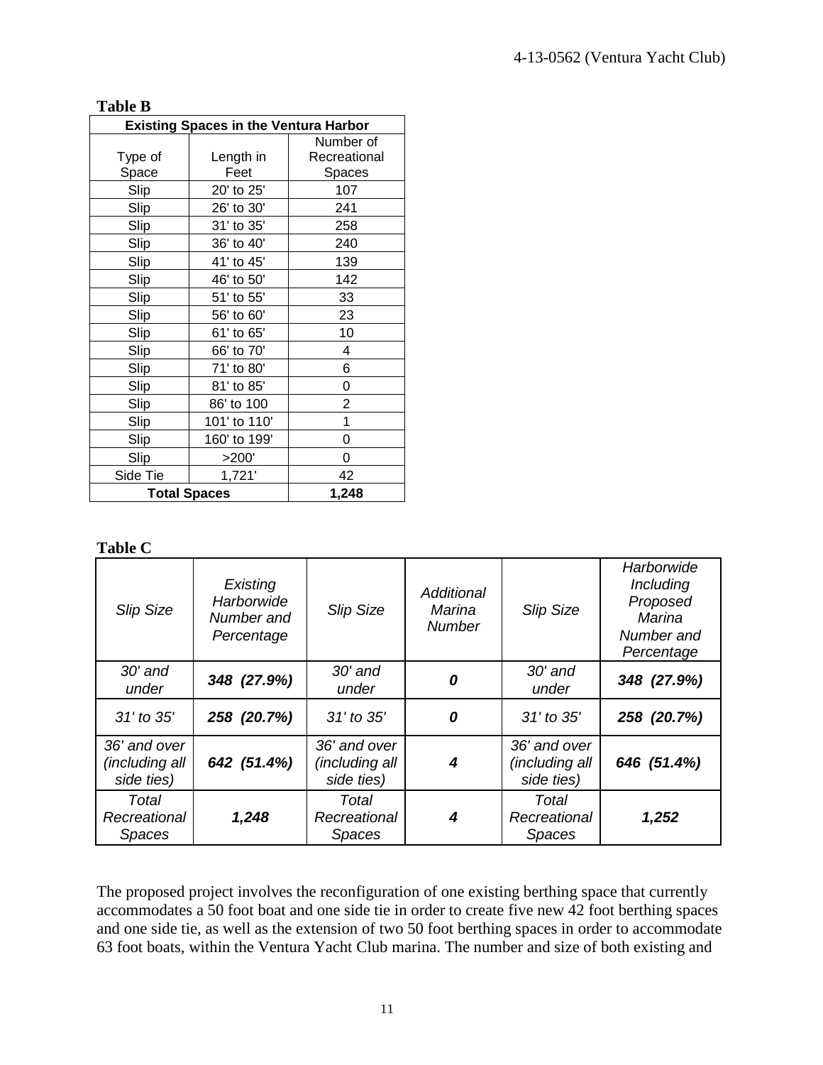**Table B**

| Existing Spaces in the Ventura Harbor | | |
|---|---|---|
| Type of Space | Length in Feet | Number of Recreational Spaces |
| Slip | 20' to 25' | 107 |
| Slip | 26' to 30' | 241 |
| Slip | 31' to 35' | 258 |
| Slip | 36' to 40' | 240 |
| Slip | 41' to 45' | 139 |
| Slip | 46' to 50' | 142 |
| Slip | 51' to 55' | 33 |
| Slip | 56' to 60' | 23 |
| Slip | 61' to 65' | 10 |
| Slip | 66' to 70' | 4 |
| Slip | 71' to 80' | 6 |
| Slip | 81' to 85' | 0 |
| Slip | 86' to 100 | 2 |
| Slip | 101' to 110' | 1 |
| Slip | 160' to 199' | 0 |
| Slip | >200' | 0 |
| Side Tie | 1,721' | 42 |
| **Total Spaces** | | **1,248** |

**Table C**

| *Slip Size* | *Existing Harborwide Number and Percentage* | *Slip Size* | *Additional Marina Number* | *Slip Size* | *Harborwide Including Proposed Marina Number and Percentage* |
|---|---|---|---|---|---|
| *30' and under* | ***348 (27.9%)*** | *30' and under* | ***0*** | *30' and under* | ***348 (27.9%)*** |
| *31' to 35'* | ***258 (20.7%)*** | *31' to 35'* | ***0*** | *31' to 35'* | ***258 (20.7%)*** |
| *36' and over (including all side ties)* | ***642 (51.4%)*** | *36' and over (including all side ties)* | ***4*** | *36' and over (including all side ties)* | ***646 (51.4%)*** |
| *Total Recreational Spaces* | ***1,248*** | *Total Recreational Spaces* | ***4*** | *Total Recreational Spaces* | ***1,252*** |

The proposed project involves the reconfiguration of one existing berthing space that currently accommodates a 50 foot boat and one side tie in order to create five new 42 foot berthing spaces and one side tie, as well as the extension of two 50 foot berthing spaces in order to accommodate 63 foot boats, within the Ventura Yacht Club marina. The number and size of both existing and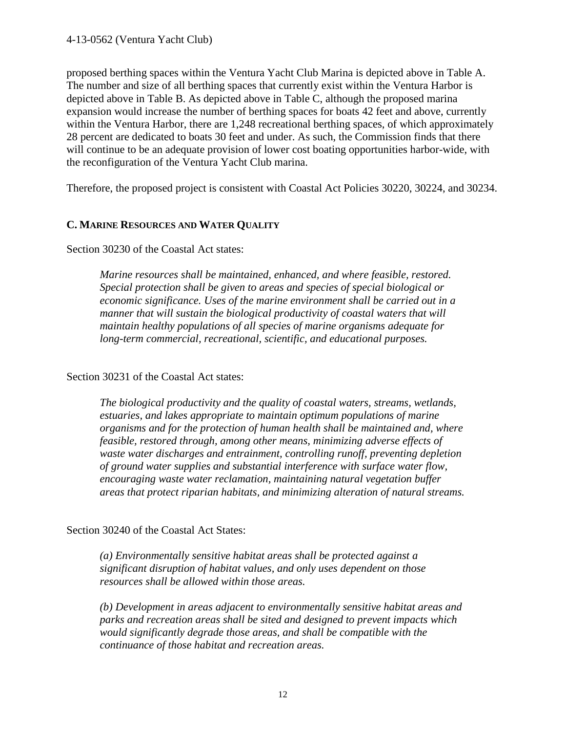proposed berthing spaces within the Ventura Yacht Club Marina is depicted above in Table A. The number and size of all berthing spaces that currently exist within the Ventura Harbor is depicted above in Table B. As depicted above in Table C, although the proposed marina expansion would increase the number of berthing spaces for boats 42 feet and above, currently within the Ventura Harbor, there are 1,248 recreational berthing spaces, of which approximately 28 percent are dedicated to boats 30 feet and under. As such, the Commission finds that there will continue to be an adequate provision of lower cost boating opportunities harbor-wide, with the reconfiguration of the Ventura Yacht Club marina.

Therefore, the proposed project is consistent with Coastal Act Policies 30220, 30224, and 30234.

### C. MARINE RESOURCES AND WATER QUALITY

Section 30230 of the Coastal Act states:

> *Marine resources shall be maintained, enhanced, and where feasible, restored. Special protection shall be given to areas and species of special biological or economic significance. Uses of the marine environment shall be carried out in a manner that will sustain the biological productivity of coastal waters that will maintain healthy populations of all species of marine organisms adequate for long-term commercial, recreational, scientific, and educational purposes.*

Section 30231 of the Coastal Act states:

> *The biological productivity and the quality of coastal waters, streams, wetlands, estuaries, and lakes appropriate to maintain optimum populations of marine organisms and for the protection of human health shall be maintained and, where feasible, restored through, among other means, minimizing adverse effects of waste water discharges and entrainment, controlling runoff, preventing depletion of ground water supplies and substantial interference with surface water flow, encouraging waste water reclamation, maintaining natural vegetation buffer areas that protect riparian habitats, and minimizing alteration of natural streams.*

Section 30240 of the Coastal Act States:

> *(a) Environmentally sensitive habitat areas shall be protected against a significant disruption of habitat values, and only uses dependent on those resources shall be allowed within those areas.*
>
> *(b) Development in areas adjacent to environmentally sensitive habitat areas and parks and recreation areas shall be sited and designed to prevent impacts which would significantly degrade those areas, and shall be compatible with the continuance of those habitat and recreation areas.*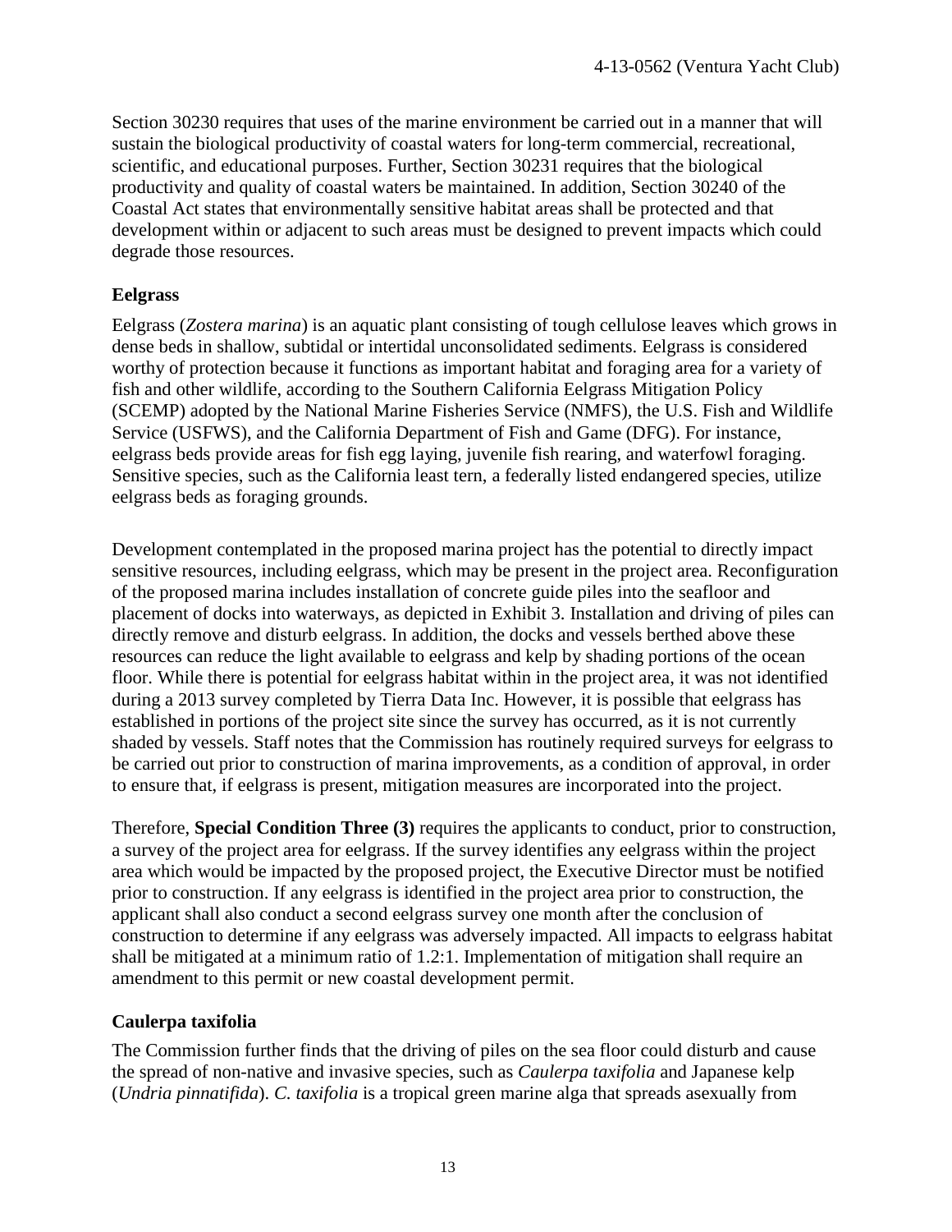Section 30230 requires that uses of the marine environment be carried out in a manner that will sustain the biological productivity of coastal waters for long-term commercial, recreational, scientific, and educational purposes. Further, Section 30231 requires that the biological productivity and quality of coastal waters be maintained. In addition, Section 30240 of the Coastal Act states that environmentally sensitive habitat areas shall be protected and that development within or adjacent to such areas must be designed to prevent impacts which could degrade those resources.

### Eelgrass

Eelgrass (*Zostera marina*) is an aquatic plant consisting of tough cellulose leaves which grows in dense beds in shallow, subtidal or intertidal unconsolidated sediments. Eelgrass is considered worthy of protection because it functions as important habitat and foraging area for a variety of fish and other wildlife, according to the Southern California Eelgrass Mitigation Policy (SCEMP) adopted by the National Marine Fisheries Service (NMFS), the U.S. Fish and Wildlife Service (USFWS), and the California Department of Fish and Game (DFG). For instance, eelgrass beds provide areas for fish egg laying, juvenile fish rearing, and waterfowl foraging. Sensitive species, such as the California least tern, a federally listed endangered species, utilize eelgrass beds as foraging grounds.

Development contemplated in the proposed marina project has the potential to directly impact sensitive resources, including eelgrass, which may be present in the project area. Reconfiguration of the proposed marina includes installation of concrete guide piles into the seafloor and placement of docks into waterways, as depicted in Exhibit 3. Installation and driving of piles can directly remove and disturb eelgrass. In addition, the docks and vessels berthed above these resources can reduce the light available to eelgrass and kelp by shading portions of the ocean floor. While there is potential for eelgrass habitat within in the project area, it was not identified during a 2013 survey completed by Tierra Data Inc. However, it is possible that eelgrass has established in portions of the project site since the survey has occurred, as it is not currently shaded by vessels. Staff notes that the Commission has routinely required surveys for eelgrass to be carried out prior to construction of marina improvements, as a condition of approval, in order to ensure that, if eelgrass is present, mitigation measures are incorporated into the project.

Therefore, **Special Condition Three (3)** requires the applicants to conduct, prior to construction, a survey of the project area for eelgrass. If the survey identifies any eelgrass within the project area which would be impacted by the proposed project, the Executive Director must be notified prior to construction. If any eelgrass is identified in the project area prior to construction, the applicant shall also conduct a second eelgrass survey one month after the conclusion of construction to determine if any eelgrass was adversely impacted. All impacts to eelgrass habitat shall be mitigated at a minimum ratio of 1.2:1. Implementation of mitigation shall require an amendment to this permit or new coastal development permit.

### Caulerpa taxifolia

The Commission further finds that the driving of piles on the sea floor could disturb and cause the spread of non-native and invasive species, such as *Caulerpa taxifolia* and Japanese kelp (*Undria pinnatifida*). *C. taxifolia* is a tropical green marine alga that spreads asexually from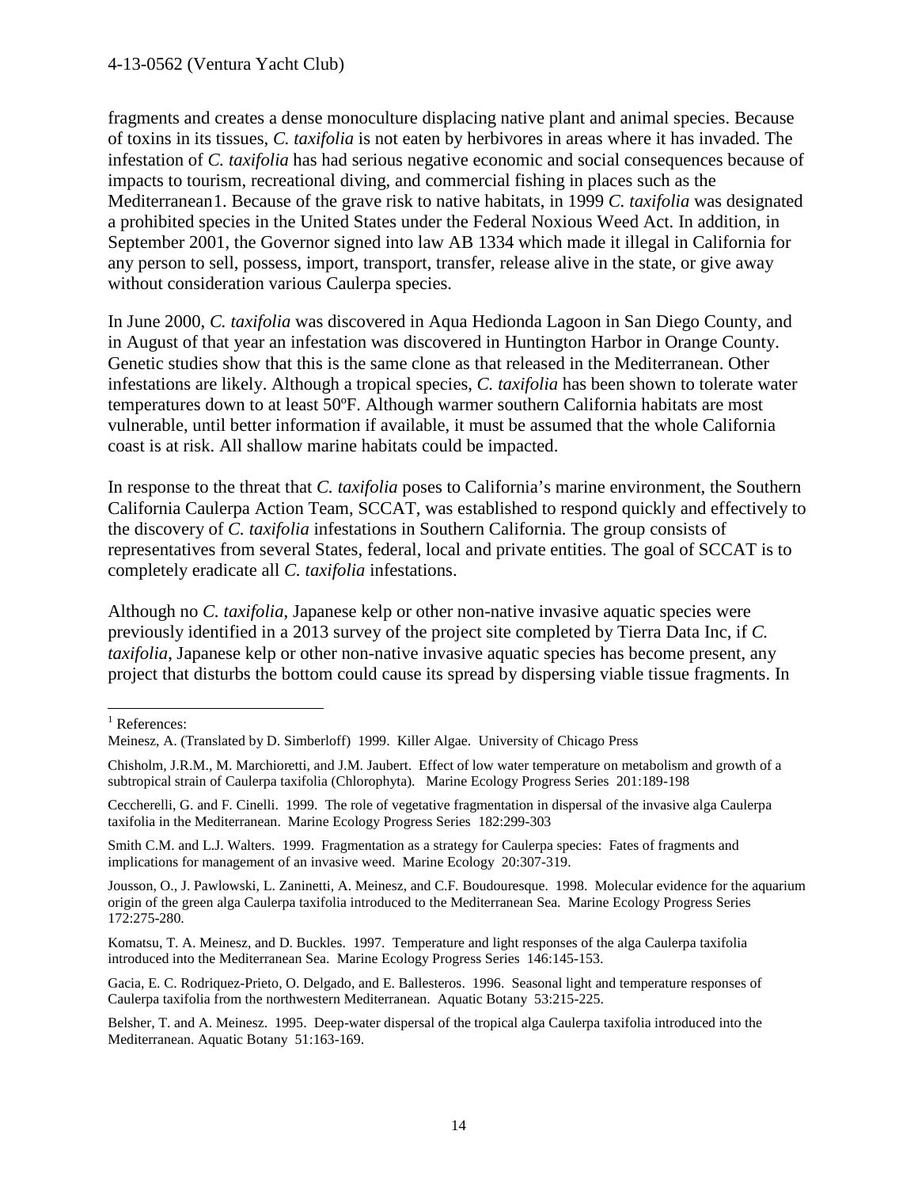fragments and creates a dense monoculture displacing native plant and animal species. Because of toxins in its tissues, *C. taxifolia* is not eaten by herbivores in areas where it has invaded. The infestation of *C. taxifolia* has had serious negative economic and social consequences because of impacts to tourism, recreational diving, and commercial fishing in places such as the Mediterranean[1]. Because of the grave risk to native habitats, in 1999 *C. taxifolia* was designated a prohibited species in the United States under the Federal Noxious Weed Act. In addition, in September 2001, the Governor signed into law AB 1334 which made it illegal in California for any person to sell, possess, import, transport, transfer, release alive in the state, or give away without consideration various Caulerpa species.

In June 2000, *C. taxifolia* was discovered in Aqua Hedionda Lagoon in San Diego County, and in August of that year an infestation was discovered in Huntington Harbor in Orange County. Genetic studies show that this is the same clone as that released in the Mediterranean. Other infestations are likely. Although a tropical species, *C. taxifolia* has been shown to tolerate water temperatures down to at least 50ºF. Although warmer southern California habitats are most vulnerable, until better information if available, it must be assumed that the whole California coast is at risk. All shallow marine habitats could be impacted.

In response to the threat that *C. taxifolia* poses to California's marine environment, the Southern California Caulerpa Action Team, SCCAT, was established to respond quickly and effectively to the discovery of *C. taxifolia* infestations in Southern California. The group consists of representatives from several States, federal, local and private entities. The goal of SCCAT is to completely eradicate all *C. taxifolia* infestations.

Although no *C. taxifolia*, Japanese kelp or other non-native invasive aquatic species were previously identified in a 2013 survey of the project site completed by Tierra Data Inc, if *C. taxifolia*, Japanese kelp or other non-native invasive aquatic species has become present, any project that disturbs the bottom could cause its spread by dispersing viable tissue fragments. In

---

[1] References:

Meinesz, A. (Translated by D. Simberloff) 1999. Killer Algae. University of Chicago Press

Chisholm, J.R.M., M. Marchioretti, and J.M. Jaubert. Effect of low water temperature on metabolism and growth of a subtropical strain of Caulerpa taxifolia (Chlorophyta). Marine Ecology Progress Series 201:189-198

Ceccherelli, G. and F. Cinelli. 1999. The role of vegetative fragmentation in dispersal of the invasive alga Caulerpa taxifolia in the Mediterranean. Marine Ecology Progress Series 182:299-303

Smith C.M. and L.J. Walters. 1999. Fragmentation as a strategy for Caulerpa species: Fates of fragments and implications for management of an invasive weed. Marine Ecology 20:307-319.

Jousson, O., J. Pawlowski, L. Zaninetti, A. Meinesz, and C.F. Boudouresque. 1998. Molecular evidence for the aquarium origin of the green alga Caulerpa taxifolia introduced to the Mediterranean Sea. Marine Ecology Progress Series 172:275-280.

Komatsu, T. A. Meinesz, and D. Buckles. 1997. Temperature and light responses of the alga Caulerpa taxifolia introduced into the Mediterranean Sea. Marine Ecology Progress Series 146:145-153.

Gacia, E. C. Rodriquez-Prieto, O. Delgado, and E. Ballesteros. 1996. Seasonal light and temperature responses of Caulerpa taxifolia from the northwestern Mediterranean. Aquatic Botany 53:215-225.

Belsher, T. and A. Meinesz. 1995. Deep-water dispersal of the tropical alga Caulerpa taxifolia introduced into the Mediterranean. Aquatic Botany 51:163-169.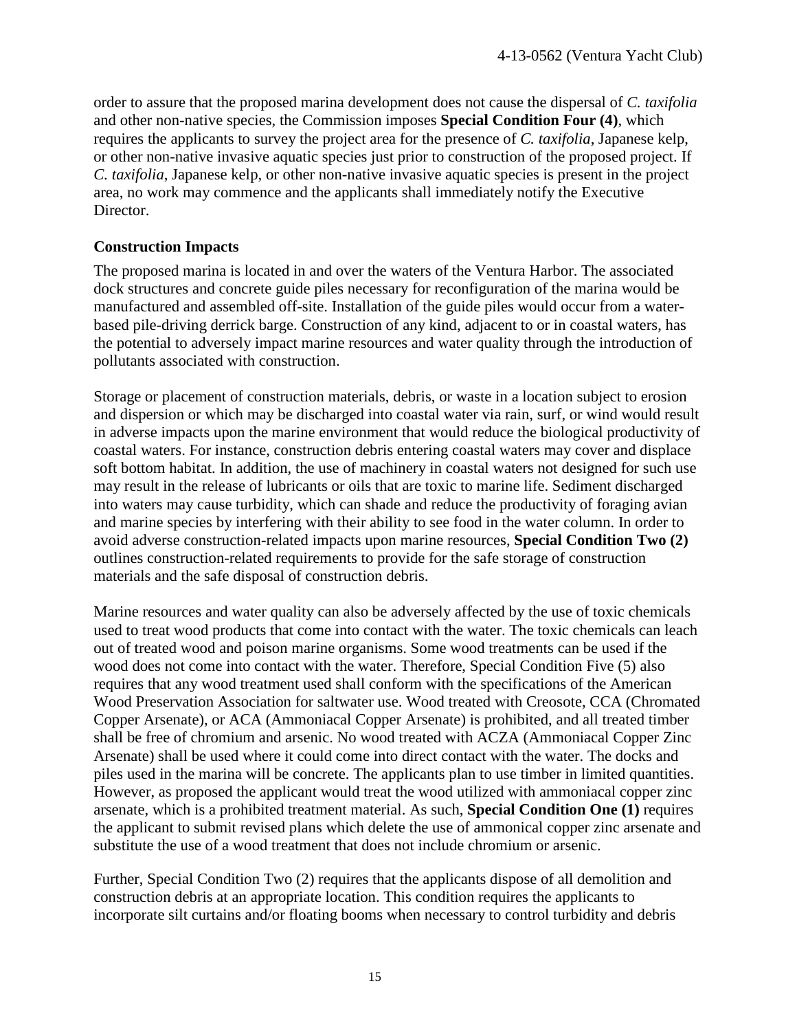order to assure that the proposed marina development does not cause the dispersal of *C. taxifolia* and other non-native species, the Commission imposes **Special Condition Four (4)**, which requires the applicants to survey the project area for the presence of *C. taxifolia*, Japanese kelp, or other non-native invasive aquatic species just prior to construction of the proposed project. If *C. taxifolia*, Japanese kelp, or other non-native invasive aquatic species is present in the project area, no work may commence and the applicants shall immediately notify the Executive Director.

**Construction Impacts**

The proposed marina is located in and over the waters of the Ventura Harbor. The associated dock structures and concrete guide piles necessary for reconfiguration of the marina would be manufactured and assembled off-site. Installation of the guide piles would occur from a water-based pile-driving derrick barge. Construction of any kind, adjacent to or in coastal waters, has the potential to adversely impact marine resources and water quality through the introduction of pollutants associated with construction.

Storage or placement of construction materials, debris, or waste in a location subject to erosion and dispersion or which may be discharged into coastal water via rain, surf, or wind would result in adverse impacts upon the marine environment that would reduce the biological productivity of coastal waters. For instance, construction debris entering coastal waters may cover and displace soft bottom habitat. In addition, the use of machinery in coastal waters not designed for such use may result in the release of lubricants or oils that are toxic to marine life. Sediment discharged into waters may cause turbidity, which can shade and reduce the productivity of foraging avian and marine species by interfering with their ability to see food in the water column. In order to avoid adverse construction-related impacts upon marine resources, **Special Condition Two (2)** outlines construction-related requirements to provide for the safe storage of construction materials and the safe disposal of construction debris.

Marine resources and water quality can also be adversely affected by the use of toxic chemicals used to treat wood products that come into contact with the water. The toxic chemicals can leach out of treated wood and poison marine organisms. Some wood treatments can be used if the wood does not come into contact with the water. Therefore, Special Condition Five (5) also requires that any wood treatment used shall conform with the specifications of the American Wood Preservation Association for saltwater use. Wood treated with Creosote, CCA (Chromated Copper Arsenate), or ACA (Ammoniacal Copper Arsenate) is prohibited, and all treated timber shall be free of chromium and arsenic. No wood treated with ACZA (Ammoniacal Copper Zinc Arsenate) shall be used where it could come into direct contact with the water. The docks and piles used in the marina will be concrete. The applicants plan to use timber in limited quantities. However, as proposed the applicant would treat the wood utilized with ammoniacal copper zinc arsenate, which is a prohibited treatment material. As such, **Special Condition One (1)** requires the applicant to submit revised plans which delete the use of ammonical copper zinc arsenate and substitute the use of a wood treatment that does not include chromium or arsenic.

Further, Special Condition Two (2) requires that the applicants dispose of all demolition and construction debris at an appropriate location. This condition requires the applicants to incorporate silt curtains and/or floating booms when necessary to control turbidity and debris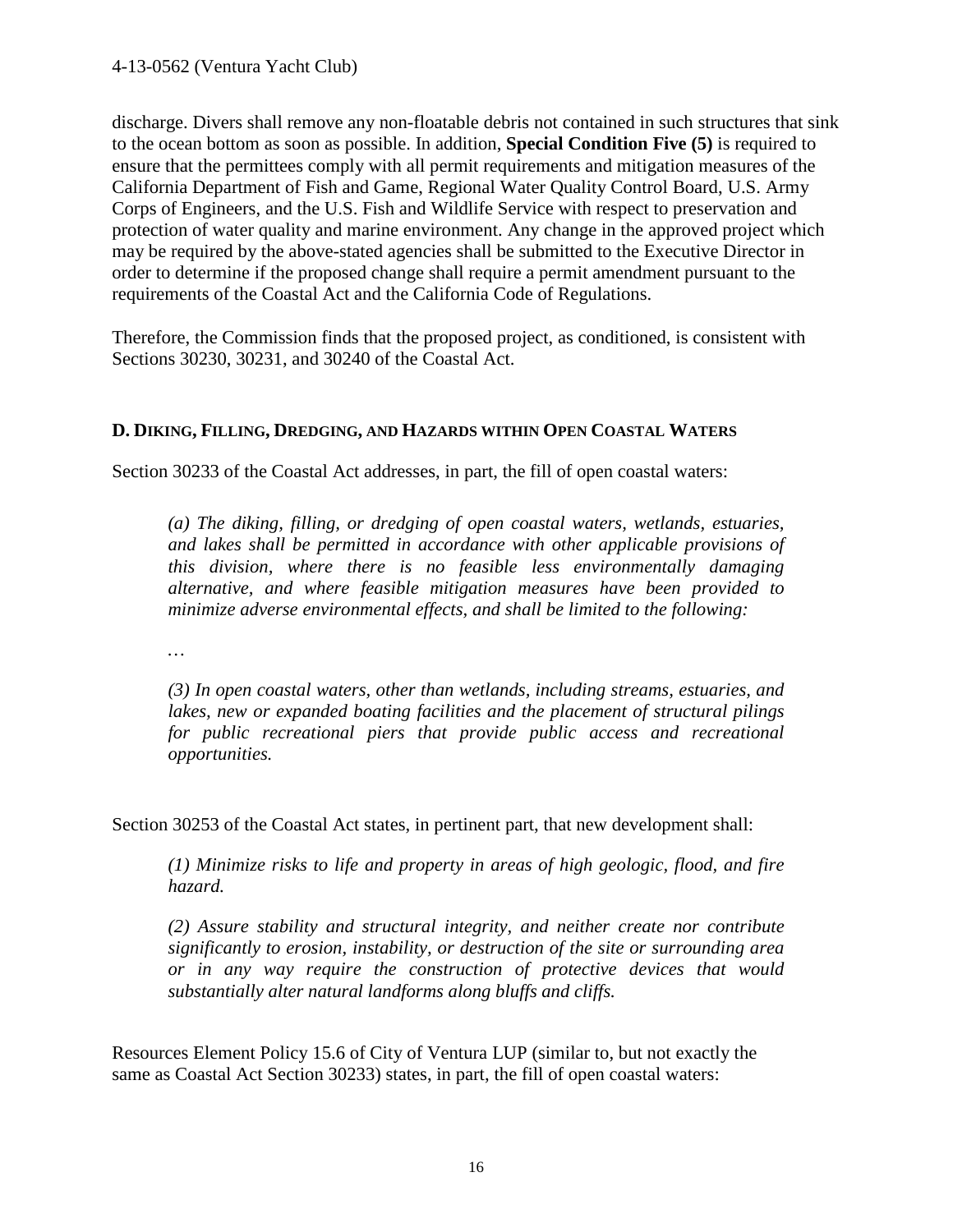discharge. Divers shall remove any non-floatable debris not contained in such structures that sink to the ocean bottom as soon as possible. In addition, **Special Condition Five (5)** is required to ensure that the permittees comply with all permit requirements and mitigation measures of the California Department of Fish and Game, Regional Water Quality Control Board, U.S. Army Corps of Engineers, and the U.S. Fish and Wildlife Service with respect to preservation and protection of water quality and marine environment. Any change in the approved project which may be required by the above-stated agencies shall be submitted to the Executive Director in order to determine if the proposed change shall require a permit amendment pursuant to the requirements of the Coastal Act and the California Code of Regulations.

Therefore, the Commission finds that the proposed project, as conditioned, is consistent with Sections 30230, 30231, and 30240 of the Coastal Act.

### D. Diking, Filling, Dredging, and Hazards within Open Coastal Waters

Section 30233 of the Coastal Act addresses, in part, the fill of open coastal waters:

> *(a) The diking, filling, or dredging of open coastal waters, wetlands, estuaries, and lakes shall be permitted in accordance with other applicable provisions of this division, where there is no feasible less environmentally damaging alternative, and where feasible mitigation measures have been provided to minimize adverse environmental effects, and shall be limited to the following:*
>
> …
>
> *(3) In open coastal waters, other than wetlands, including streams, estuaries, and lakes, new or expanded boating facilities and the placement of structural pilings for public recreational piers that provide public access and recreational opportunities.*

Section 30253 of the Coastal Act states, in pertinent part, that new development shall:

> *(1) Minimize risks to life and property in areas of high geologic, flood, and fire hazard.*
>
> *(2) Assure stability and structural integrity, and neither create nor contribute significantly to erosion, instability, or destruction of the site or surrounding area or in any way require the construction of protective devices that would substantially alter natural landforms along bluffs and cliffs.*

Resources Element Policy 15.6 of City of Ventura LUP (similar to, but not exactly the same as Coastal Act Section 30233) states, in part, the fill of open coastal waters: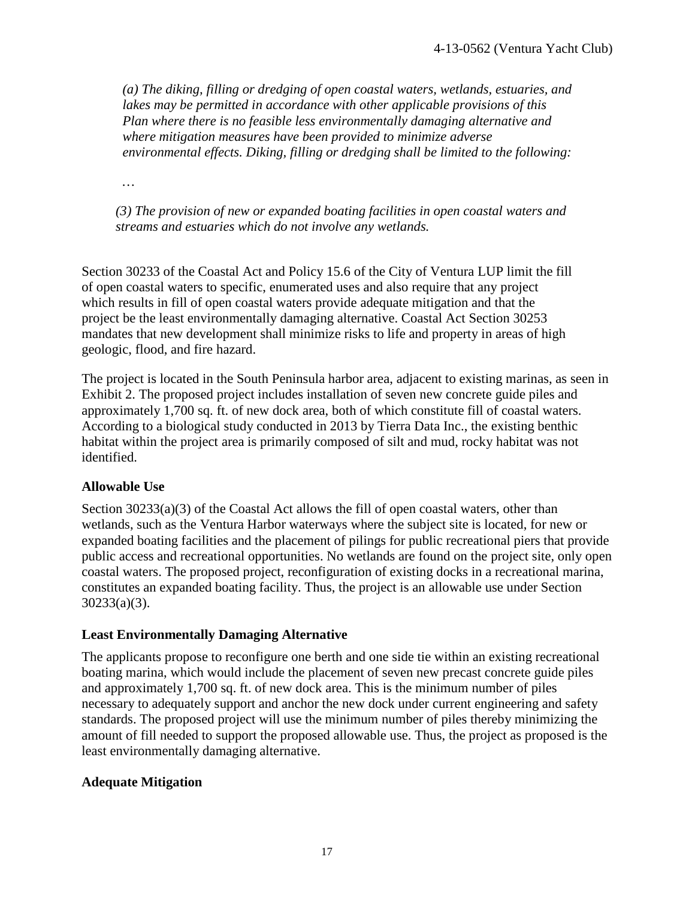*(a) The diking, filling or dredging of open coastal waters, wetlands, estuaries, and lakes may be permitted in accordance with other applicable provisions of this Plan where there is no feasible less environmentally damaging alternative and where mitigation measures have been provided to minimize adverse environmental effects. Diking, filling or dredging shall be limited to the following:*

…

*(3) The provision of new or expanded boating facilities in open coastal waters and streams and estuaries which do not involve any wetlands.*

Section 30233 of the Coastal Act and Policy 15.6 of the City of Ventura LUP limit the fill of open coastal waters to specific, enumerated uses and also require that any project which results in fill of open coastal waters provide adequate mitigation and that the project be the least environmentally damaging alternative. Coastal Act Section 30253 mandates that new development shall minimize risks to life and property in areas of high geologic, flood, and fire hazard.

The project is located in the South Peninsula harbor area, adjacent to existing marinas, as seen in Exhibit 2. The proposed project includes installation of seven new concrete guide piles and approximately 1,700 sq. ft. of new dock area, both of which constitute fill of coastal waters. According to a biological study conducted in 2013 by Tierra Data Inc., the existing benthic habitat within the project area is primarily composed of silt and mud, rocky habitat was not identified.

**Allowable Use**

Section 30233(a)(3) of the Coastal Act allows the fill of open coastal waters, other than wetlands, such as the Ventura Harbor waterways where the subject site is located, for new or expanded boating facilities and the placement of pilings for public recreational piers that provide public access and recreational opportunities. No wetlands are found on the project site, only open coastal waters. The proposed project, reconfiguration of existing docks in a recreational marina, constitutes an expanded boating facility. Thus, the project is an allowable use under Section 30233(a)(3).

**Least Environmentally Damaging Alternative**

The applicants propose to reconfigure one berth and one side tie within an existing recreational boating marina, which would include the placement of seven new precast concrete guide piles and approximately 1,700 sq. ft. of new dock area. This is the minimum number of piles necessary to adequately support and anchor the new dock under current engineering and safety standards. The proposed project will use the minimum number of piles thereby minimizing the amount of fill needed to support the proposed allowable use. Thus, the project as proposed is the least environmentally damaging alternative.

**Adequate Mitigation**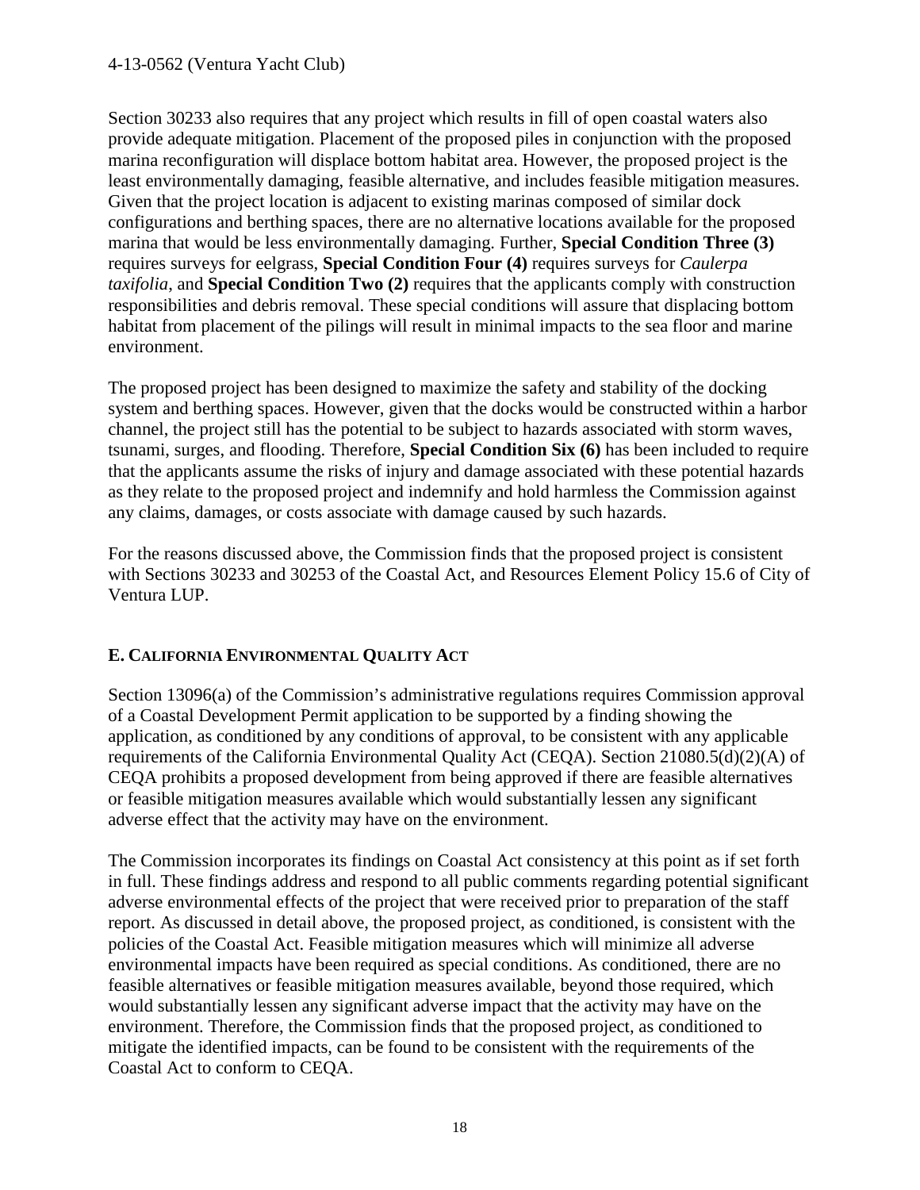Section 30233 also requires that any project which results in fill of open coastal waters also provide adequate mitigation. Placement of the proposed piles in conjunction with the proposed marina reconfiguration will displace bottom habitat area. However, the proposed project is the least environmentally damaging, feasible alternative, and includes feasible mitigation measures. Given that the project location is adjacent to existing marinas composed of similar dock configurations and berthing spaces, there are no alternative locations available for the proposed marina that would be less environmentally damaging. Further, **Special Condition Three (3)** requires surveys for eelgrass, **Special Condition Four (4)** requires surveys for *Caulerpa taxifolia*, and **Special Condition Two (2)** requires that the applicants comply with construction responsibilities and debris removal. These special conditions will assure that displacing bottom habitat from placement of the pilings will result in minimal impacts to the sea floor and marine environment.

The proposed project has been designed to maximize the safety and stability of the docking system and berthing spaces. However, given that the docks would be constructed within a harbor channel, the project still has the potential to be subject to hazards associated with storm waves, tsunami, surges, and flooding. Therefore, **Special Condition Six (6)** has been included to require that the applicants assume the risks of injury and damage associated with these potential hazards as they relate to the proposed project and indemnify and hold harmless the Commission against any claims, damages, or costs associate with damage caused by such hazards.

For the reasons discussed above, the Commission finds that the proposed project is consistent with Sections 30233 and 30253 of the Coastal Act, and Resources Element Policy 15.6 of City of Ventura LUP.

## E. CALIFORNIA ENVIRONMENTAL QUALITY ACT

Section 13096(a) of the Commission's administrative regulations requires Commission approval of a Coastal Development Permit application to be supported by a finding showing the application, as conditioned by any conditions of approval, to be consistent with any applicable requirements of the California Environmental Quality Act (CEQA). Section 21080.5(d)(2)(A) of CEQA prohibits a proposed development from being approved if there are feasible alternatives or feasible mitigation measures available which would substantially lessen any significant adverse effect that the activity may have on the environment.

The Commission incorporates its findings on Coastal Act consistency at this point as if set forth in full. These findings address and respond to all public comments regarding potential significant adverse environmental effects of the project that were received prior to preparation of the staff report. As discussed in detail above, the proposed project, as conditioned, is consistent with the policies of the Coastal Act. Feasible mitigation measures which will minimize all adverse environmental impacts have been required as special conditions. As conditioned, there are no feasible alternatives or feasible mitigation measures available, beyond those required, which would substantially lessen any significant adverse impact that the activity may have on the environment. Therefore, the Commission finds that the proposed project, as conditioned to mitigate the identified impacts, can be found to be consistent with the requirements of the Coastal Act to conform to CEQA.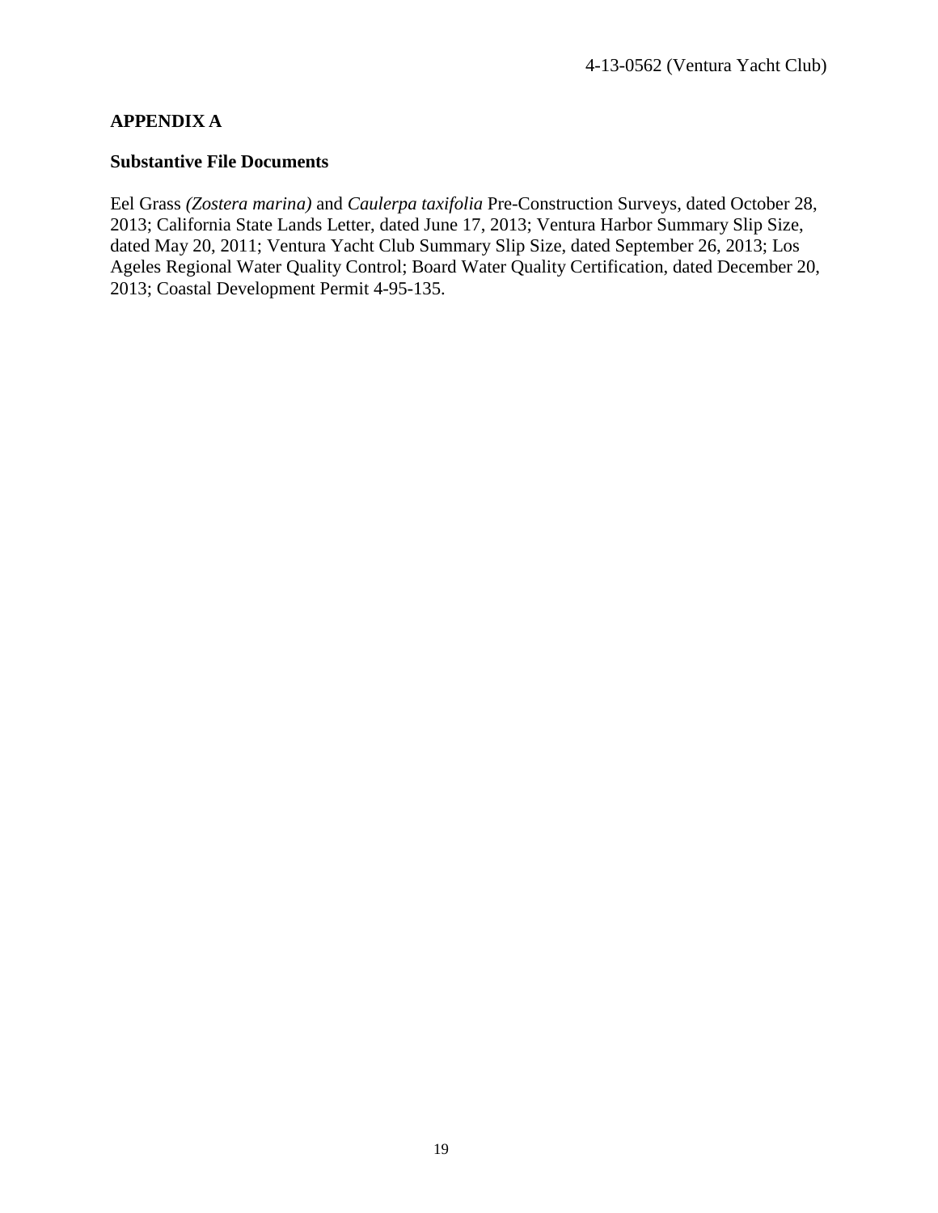## APPENDIX A

### Substantive File Documents

Eel Grass *(Zostera marina)* and *Caulerpa taxifolia* Pre-Construction Surveys, dated October 28, 2013; California State Lands Letter, dated June 17, 2013; Ventura Harbor Summary Slip Size, dated May 20, 2011; Ventura Yacht Club Summary Slip Size, dated September 26, 2013; Los Ageles Regional Water Quality Control; Board Water Quality Certification, dated December 20, 2013; Coastal Development Permit 4-95-135.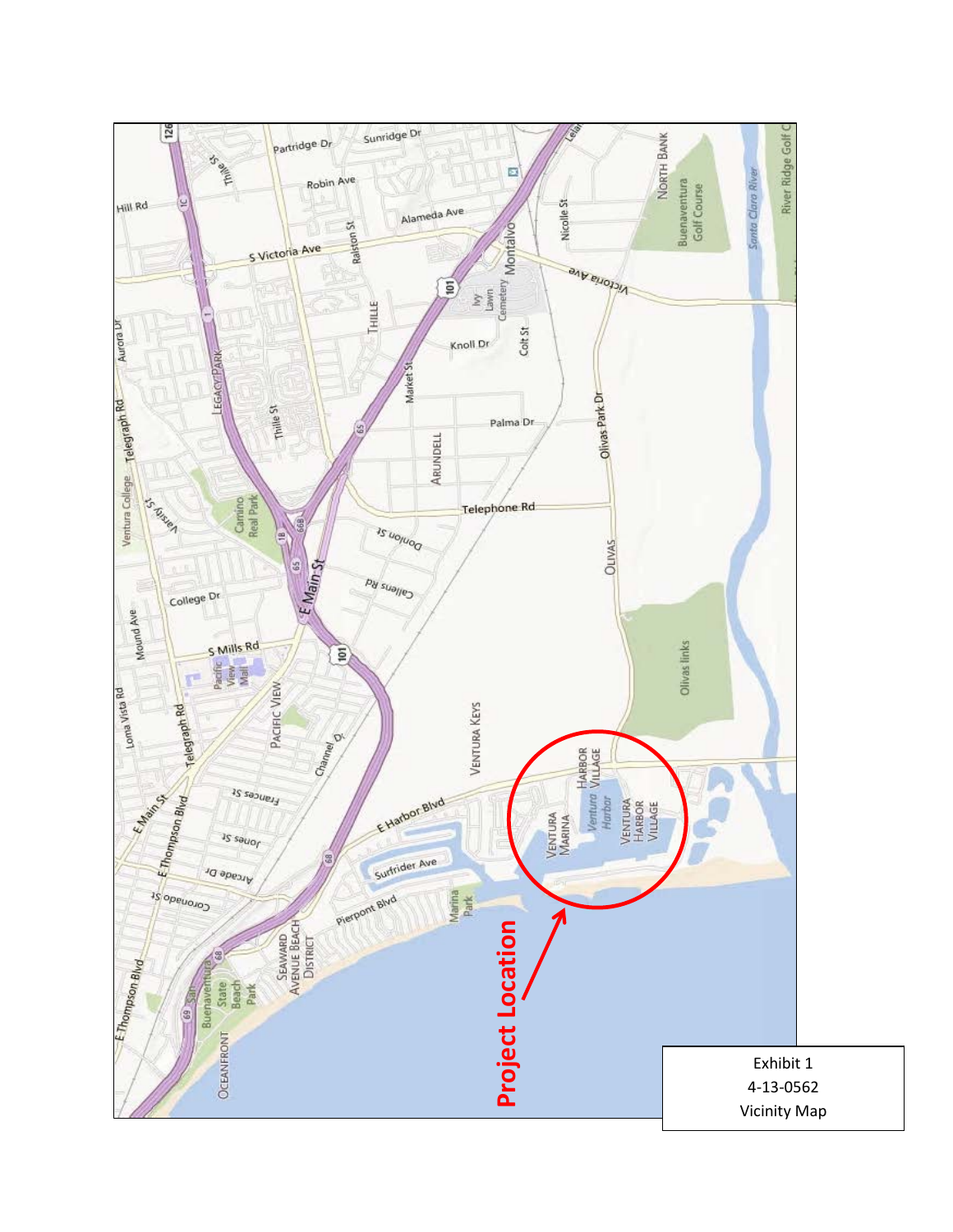Exhibit 1
4-13-0562
Vicinity Map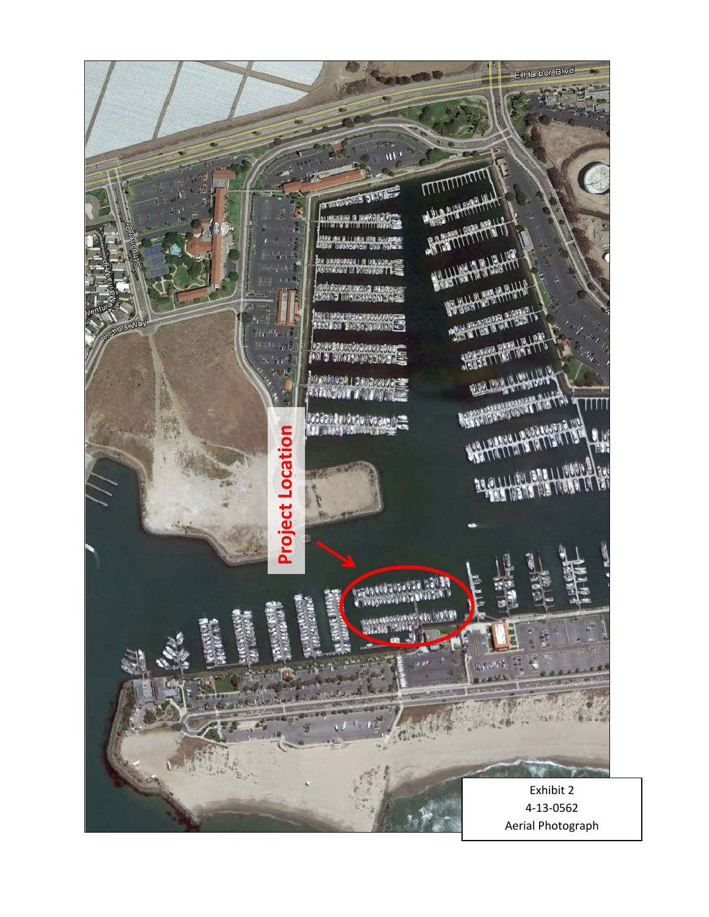Exhibit 2
4-13-0562
Aerial Photograph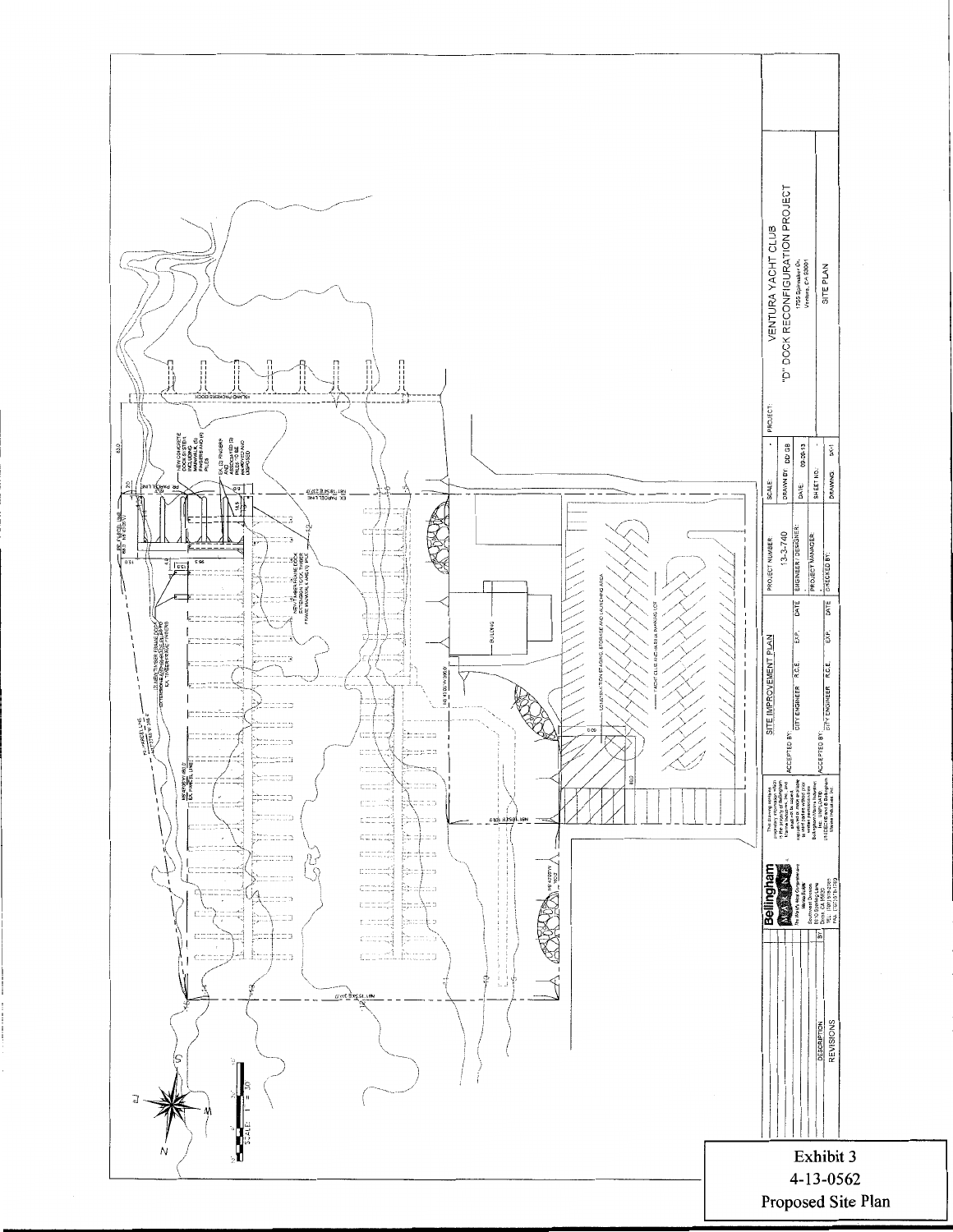VENTURA YACHT CLUB

"D" DOCK RECONFIGURATION PROJECT

1755 Spinnaker Dr.
Ventura, CA 93001

SITE PLAN

| SCALE: | DRAWN BY: DD GB | DATE: 09-26-13 | SHEET NO.: | DRAWING: SK-1 |
| --- | --- | --- | --- | --- |

PROJECT NUMBER: 13-3-740

SITE IMPROVEMENT PLAN

Bellingham Marine

Exhibit 3
4-13-0562
Proposed Site Plan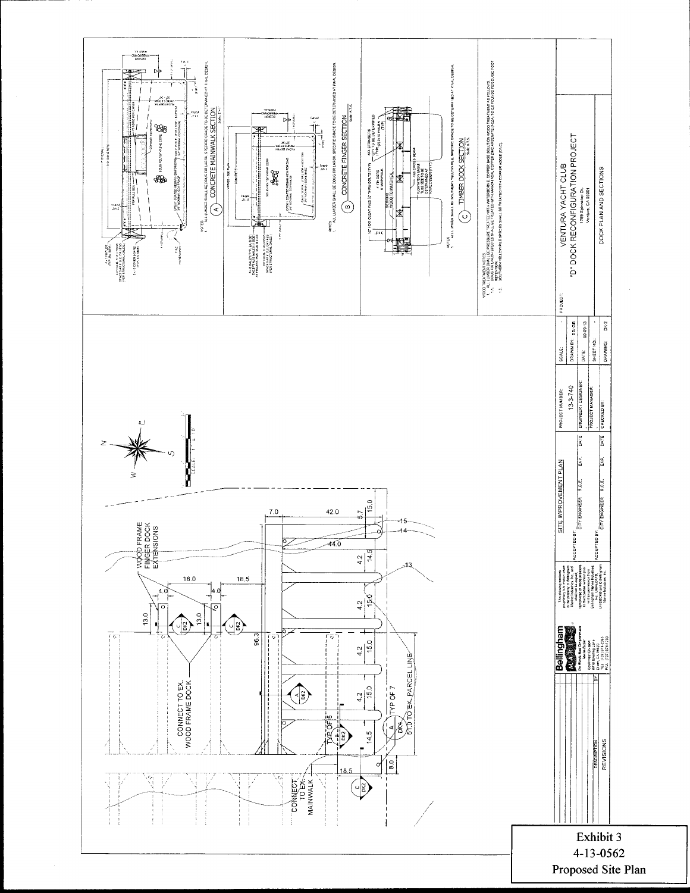WOOD FRAME FINGER DOCK EXTENSIONS

CONNECT TO EX. WOOD FRAME DOCK

CONNECT TO EX. MAINWALK

TYP OF 5

TYP OF 7

5' TO EX. PARCEL LINE

13.0
4.0
18.0
18.5
13.0
4.0
96.3
7.0
42.0
44.0
5.7
15.0
14.5
4.2
15.0
4.2
15.0
4.2
15.0
4.2
14.5
18.5
8.0
15
14
13

SCALE: 1" = 10'

N
E
S
W

NOTES:
1. ALL LUMBER SHALL BE DOUGLAS FIR LARCH. SPECIFIC GRADE TO BE DETERMINED AT FINAL DESIGN.

A CONCRETE MAINWALK SECTION

NOTES:
1. ALL LUMBER SHALL BE DOUGLAS FIR LARCH. SPECIFIC GRADE TO BE DETERMINED AT FINAL DESIGN.

B CONCRETE FINGER SECTION

NOTES:
1. ALL LUMBER SHALL BE SOUTHERN YELLOW PINE. SPECIFIC GRADE TO BE DETERMINED AT FINAL DESIGN.

C TIMBER DOCK SECTION

WOOD TREATMENT NOTES:
1. ALL LUMBER SHALL BE PRESSURE TREATED WITH WATERBORNE COPPER BASE SOLUTION WOOD TREATMENT AS FOLLOWS:
1.1. DOUGLAS FIR LARCH SPECIES SHALL BE TREATED WITH AMMONIACAL COPPER ZINC ARSENATE (ACZA) TO 0.6 POUNDS PER CUBIC FOOT RETENTION.
1.2. SOUTHERN YELLOW PINE SPECIES SHALL BE TREATED WITH COPPER AZOLE (CA-C).

PROJECT: VENTURA YACHT CLUB
"D" DOCK RECONFIGURATION PROJECT
1755 Spinnaker Dr.
Ventura, CA 93001

DOCK PLAN AND SECTIONS

| PROJECT NUMBER: | 13-3-740 | SCALE: | |
|---|---|---|---|
| ENGINEER / DESIGNER: | | DRAWN BY: | DD/GE |
| PROJECT MANAGER: | | DATE: | 09-09-13 |
| CHECKED BY: | | SHEET NO.: | |
| | | DRAWING: | DK-2 |

SITE IMPROVEMENT PLAN

ACCEPTED BY: CITY ENGINEER R.C.E. EXP. DATE

ACCEPTED BY: CITY ENGINEER R.C.E. EXP. DATE

Bellingham Marine

REVISIONS

DESCRIPTION | BY

Exhibit 3
4-13-0562
Proposed Site Plan